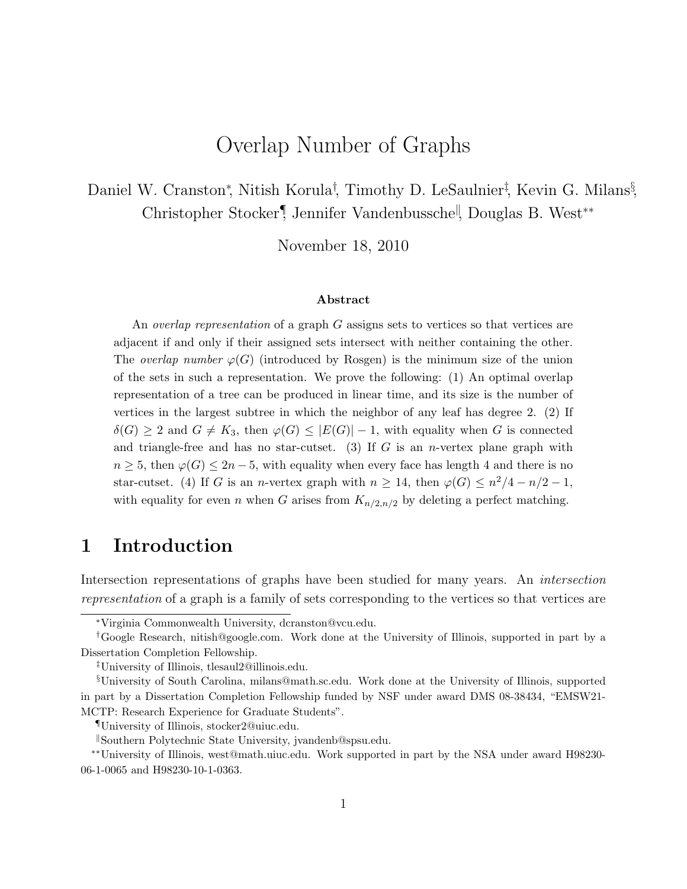# Overlap Number of Graphs

Daniel W. Cranston[*], Nitish Korula[†], Timothy D. LeSaulnier[‡], Kevin G. Milans[§], Christopher Stocker[¶], Jennifer Vandenbussche[‖], Douglas B. West[**]

November 18, 2010

### Abstract

An *overlap representation* of a graph $G$ assigns sets to vertices so that vertices are adjacent if and only if their assigned sets intersect with neither containing the other. The *overlap number* $\varphi(G)$ (introduced by Rosgen) is the minimum size of the union of the sets in such a representation. We prove the following: (1) An optimal overlap representation of a tree can be produced in linear time, and its size is the number of vertices in the largest subtree in which the neighbor of any leaf has degree 2. (2) If $\delta(G) \geq 2$ and $G \neq K_3$, then $\varphi(G) \leq |E(G)| - 1$, with equality when $G$ is connected and triangle-free and has no star-cutset. (3) If $G$ is an $n$-vertex plane graph with $n \geq 5$, then $\varphi(G) \leq 2n - 5$, with equality when every face has length 4 and there is no star-cutset. (4) If $G$ is an $n$-vertex graph with $n \geq 14$, then $\varphi(G) \leq n^2/4 - n/2 - 1$, with equality for even $n$ when $G$ arises from $K_{n/2,n/2}$ by deleting a perfect matching.

## 1 Introduction

Intersection representations of graphs have been studied for many years. An *intersection representation* of a graph is a family of sets corresponding to the vertices so that vertices are

---

[*] Virginia Commonwealth University, dcranston@vcu.edu.

[†] Google Research, nitish@google.com. Work done at the University of Illinois, supported in part by a Dissertation Completion Fellowship.

[‡] University of Illinois, tlesaul2@illinois.edu.

[§] University of South Carolina, milans@math.sc.edu. Work done at the University of Illinois, supported in part by a Dissertation Completion Fellowship funded by NSF under award DMS 08-38434, "EMSW21-MCTP: Research Experience for Graduate Students".

[¶] University of Illinois, stocker2@uiuc.edu.

[‖] Southern Polytechnic State University, jvandenb@spsu.edu.

[**] University of Illinois, west@math.uiuc.edu. Work supported in part by the NSA under award H98230-06-1-0065 and H98230-10-1-0363.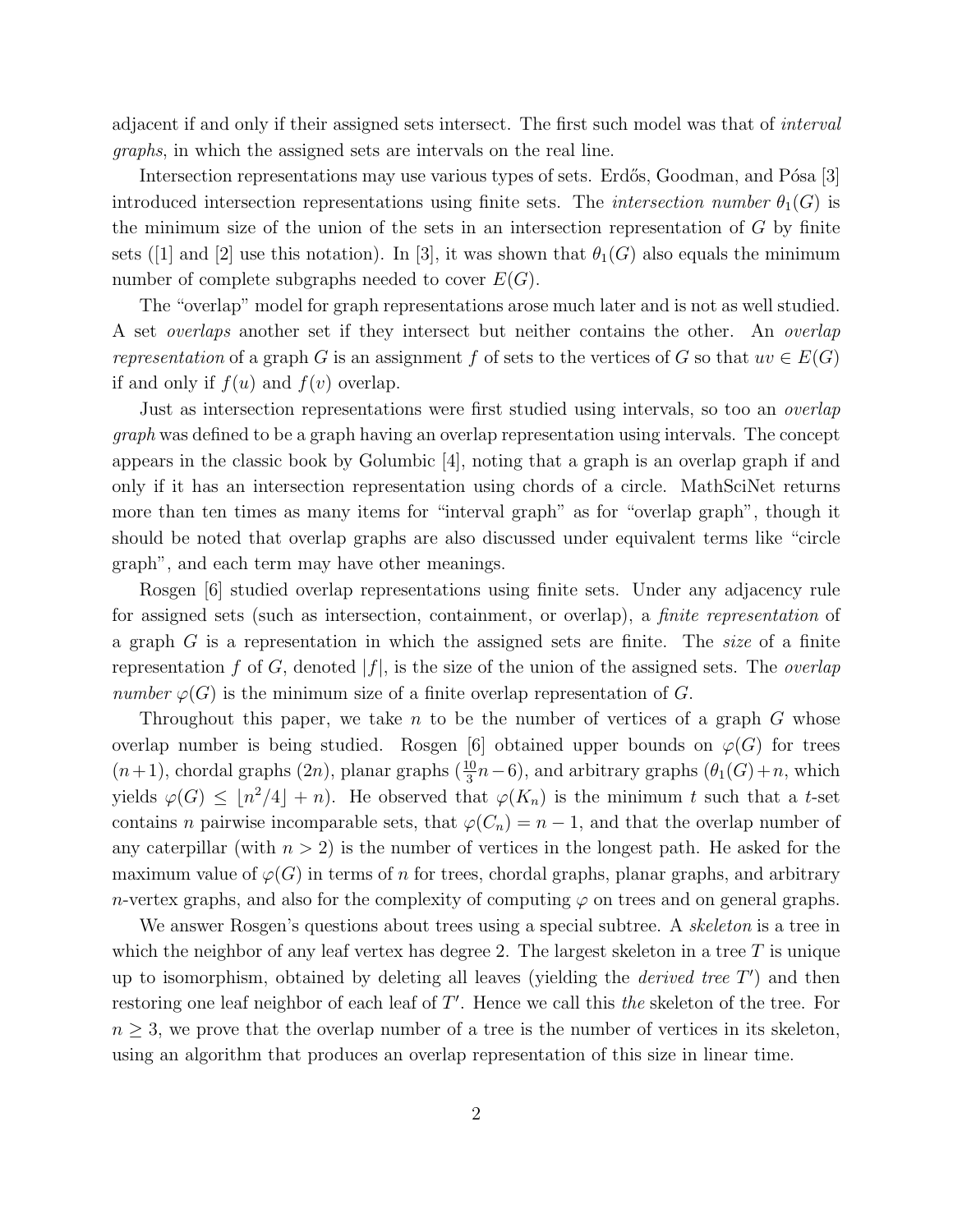adjacent if and only if their assigned sets intersect. The first such model was that of *interval graphs*, in which the assigned sets are intervals on the real line.

Intersection representations may use various types of sets. Erdős, Goodman, and Pósa [3] introduced intersection representations using finite sets. The *intersection number* $\theta_1(G)$ is the minimum size of the union of the sets in an intersection representation of $G$ by finite sets ([1] and [2] use this notation). In [3], it was shown that $\theta_1(G)$ also equals the minimum number of complete subgraphs needed to cover $E(G)$.

The "overlap" model for graph representations arose much later and is not as well studied. A set *overlaps* another set if they intersect but neither contains the other. An *overlap representation* of a graph $G$ is an assignment $f$ of sets to the vertices of $G$ so that $uv \in E(G)$ if and only if $f(u)$ and $f(v)$ overlap.

Just as intersection representations were first studied using intervals, so too an *overlap graph* was defined to be a graph having an overlap representation using intervals. The concept appears in the classic book by Golumbic [4], noting that a graph is an overlap graph if and only if it has an intersection representation using chords of a circle. MathSciNet returns more than ten times as many items for "interval graph" as for "overlap graph", though it should be noted that overlap graphs are also discussed under equivalent terms like "circle graph", and each term may have other meanings.

Rosgen [6] studied overlap representations using finite sets. Under any adjacency rule for assigned sets (such as intersection, containment, or overlap), a *finite representation* of a graph $G$ is a representation in which the assigned sets are finite. The *size* of a finite representation $f$ of $G$, denoted $|f|$, is the size of the union of the assigned sets. The *overlap number* $\varphi(G)$ is the minimum size of a finite overlap representation of $G$.

Throughout this paper, we take $n$ to be the number of vertices of a graph $G$ whose overlap number is being studied. Rosgen [6] obtained upper bounds on $\varphi(G)$ for trees $(n+1)$, chordal graphs $(2n)$, planar graphs $(\frac{10}{3}n-6)$, and arbitrary graphs $(\theta_1(G)+n$, which yields $\varphi(G) \le \lfloor n^2/4 \rfloor + n)$. He observed that $\varphi(K_n)$ is the minimum $t$ such that a $t$-set contains $n$ pairwise incomparable sets, that $\varphi(C_n) = n-1$, and that the overlap number of any caterpillar (with $n > 2$) is the number of vertices in the longest path. He asked for the maximum value of $\varphi(G)$ in terms of $n$ for trees, chordal graphs, planar graphs, and arbitrary $n$-vertex graphs, and also for the complexity of computing $\varphi$ on trees and on general graphs.

We answer Rosgen's questions about trees using a special subtree. A *skeleton* is a tree in which the neighbor of any leaf vertex has degree 2. The largest skeleton in a tree $T$ is unique up to isomorphism, obtained by deleting all leaves (yielding the *derived tree* $T'$) and then restoring one leaf neighbor of each leaf of $T'$. Hence we call this *the* skeleton of the tree. For $n \ge 3$, we prove that the overlap number of a tree is the number of vertices in its skeleton, using an algorithm that produces an overlap representation of this size in linear time.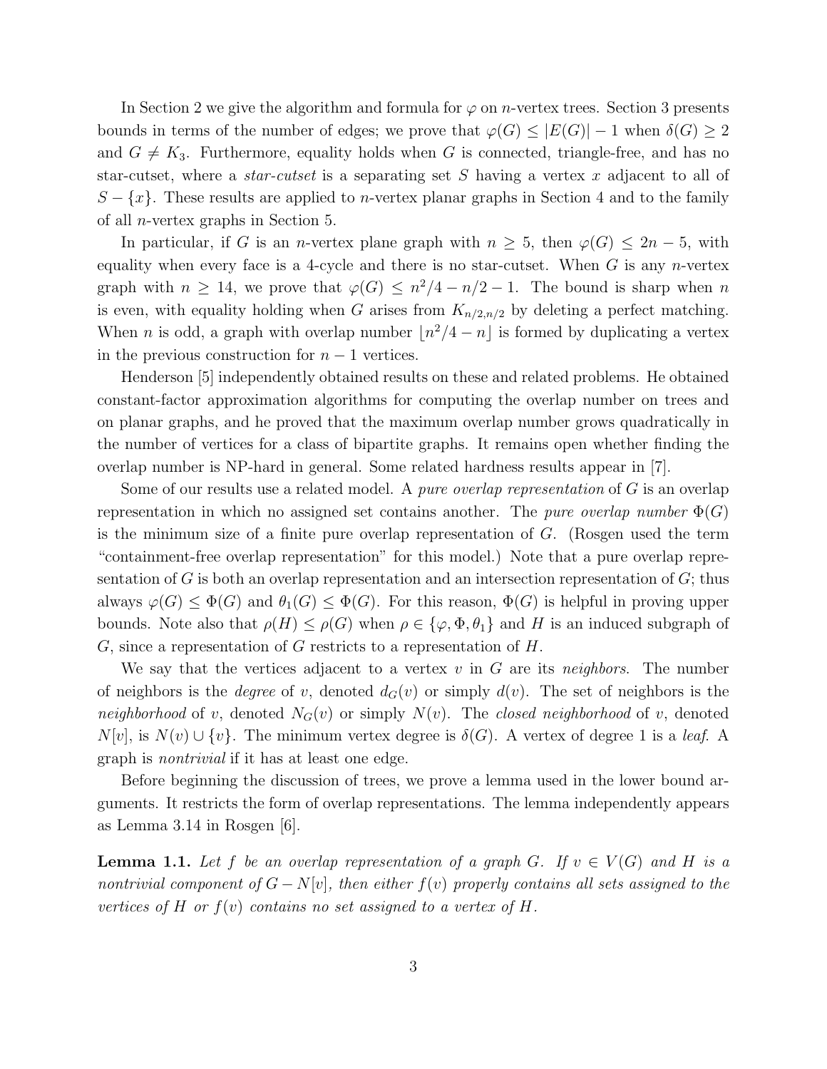In Section 2 we give the algorithm and formula for $\varphi$ on $n$-vertex trees. Section 3 presents bounds in terms of the number of edges; we prove that $\varphi(G) \le |E(G)| - 1$ when $\delta(G) \ge 2$ and $G \ne K_3$. Furthermore, equality holds when $G$ is connected, triangle-free, and has no star-cutset, where a *star-cutset* is a separating set $S$ having a vertex $x$ adjacent to all of $S - \{x\}$. These results are applied to $n$-vertex planar graphs in Section 4 and to the family of all $n$-vertex graphs in Section 5.

In particular, if $G$ is an $n$-vertex plane graph with $n \ge 5$, then $\varphi(G) \le 2n - 5$, with equality when every face is a 4-cycle and there is no star-cutset. When $G$ is any $n$-vertex graph with $n \ge 14$, we prove that $\varphi(G) \le n^2/4 - n/2 - 1$. The bound is sharp when $n$ is even, with equality holding when $G$ arises from $K_{n/2,n/2}$ by deleting a perfect matching. When $n$ is odd, a graph with overlap number $\lfloor n^2/4 - n \rfloor$ is formed by duplicating a vertex in the previous construction for $n - 1$ vertices.

Henderson [5] independently obtained results on these and related problems. He obtained constant-factor approximation algorithms for computing the overlap number on trees and on planar graphs, and he proved that the maximum overlap number grows quadratically in the number of vertices for a class of bipartite graphs. It remains open whether finding the overlap number is NP-hard in general. Some related hardness results appear in [7].

Some of our results use a related model. A *pure overlap representation* of $G$ is an overlap representation in which no assigned set contains another. The *pure overlap number* $\Phi(G)$ is the minimum size of a finite pure overlap representation of $G$. (Rosgen used the term "containment-free overlap representation" for this model.) Note that a pure overlap representation of $G$ is both an overlap representation and an intersection representation of $G$; thus always $\varphi(G) \le \Phi(G)$ and $\theta_1(G) \le \Phi(G)$. For this reason, $\Phi(G)$ is helpful in proving upper bounds. Note also that $\rho(H) \le \rho(G)$ when $\rho \in \{\varphi, \Phi, \theta_1\}$ and $H$ is an induced subgraph of $G$, since a representation of $G$ restricts to a representation of $H$.

We say that the vertices adjacent to a vertex $v$ in $G$ are its *neighbors*. The number of neighbors is the *degree* of $v$, denoted $d_G(v)$ or simply $d(v)$. The set of neighbors is the *neighborhood* of $v$, denoted $N_G(v)$ or simply $N(v)$. The *closed neighborhood* of $v$, denoted $N[v]$, is $N(v) \cup \{v\}$. The minimum vertex degree is $\delta(G)$. A vertex of degree 1 is a *leaf*. A graph is *nontrivial* if it has at least one edge.

Before beginning the discussion of trees, we prove a lemma used in the lower bound arguments. It restricts the form of overlap representations. The lemma independently appears as Lemma 3.14 in Rosgen [6].

**Lemma 1.1.** *Let $f$ be an overlap representation of a graph $G$. If $v \in V(G)$ and $H$ is a nontrivial component of $G - N[v]$, then either $f(v)$ properly contains all sets assigned to the vertices of $H$ or $f(v)$ contains no set assigned to a vertex of $H$.*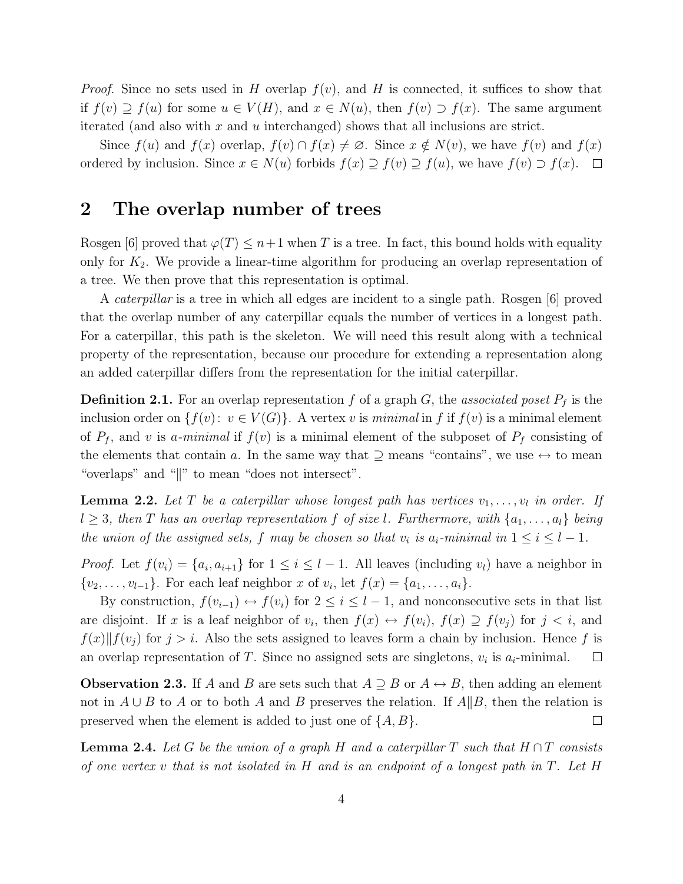*Proof.* Since no sets used in $H$ overlap $f(v)$, and $H$ is connected, it suffices to show that if $f(v) \supseteq f(u)$ for some $u \in V(H)$, and $x \in N(u)$, then $f(v) \supset f(x)$. The same argument iterated (and also with $x$ and $u$ interchanged) shows that all inclusions are strict.

Since $f(u)$ and $f(x)$ overlap, $f(v) \cap f(x) \neq \varnothing$. Since $x \notin N(v)$, we have $f(v)$ and $f(x)$ ordered by inclusion. Since $x \in N(u)$ forbids $f(x) \supseteq f(v) \supseteq f(u)$, we have $f(v) \supset f(x)$. $\square$

## 2 The overlap number of trees

Rosgen [6] proved that $\varphi(T) \leq n+1$ when $T$ is a tree. In fact, this bound holds with equality only for $K_2$. We provide a linear-time algorithm for producing an overlap representation of a tree. We then prove that this representation is optimal.

A *caterpillar* is a tree in which all edges are incident to a single path. Rosgen [6] proved that the overlap number of any caterpillar equals the number of vertices in a longest path. For a caterpillar, this path is the skeleton. We will need this result along with a technical property of the representation, because our procedure for extending a representation along an added caterpillar differs from the representation for the initial caterpillar.

**Definition 2.1.** For an overlap representation $f$ of a graph $G$, the *associated poset* $P_f$ is the inclusion order on $\{f(v)\colon\ v \in V(G)\}$. A vertex $v$ is *minimal* in $f$ if $f(v)$ is a minimal element of $P_f$, and $v$ is *a-minimal* if $f(v)$ is a minimal element of the subposet of $P_f$ consisting of the elements that contain $a$. In the same way that $\supseteq$ means "contains", we use $\leftrightarrow$ to mean "overlaps" and "$\|$" to mean "does not intersect".

**Lemma 2.2.** *Let $T$ be a caterpillar whose longest path has vertices $v_1, \ldots, v_l$ in order. If $l \geq 3$, then $T$ has an overlap representation $f$ of size $l$. Furthermore, with $\{a_1, \ldots, a_l\}$ being the union of the assigned sets, $f$ may be chosen so that $v_i$ is $a_i$-minimal in $1 \leq i \leq l-1$.*

*Proof.* Let $f(v_i) = \{a_i, a_{i+1}\}$ for $1 \leq i \leq l-1$. All leaves (including $v_l$) have a neighbor in $\{v_2, \ldots, v_{l-1}\}$. For each leaf neighbor $x$ of $v_i$, let $f(x) = \{a_1, \ldots, a_i\}$.

By construction, $f(v_{i-1}) \leftrightarrow f(v_i)$ for $2 \leq i \leq l-1$, and nonconsecutive sets in that list are disjoint. If $x$ is a leaf neighbor of $v_i$, then $f(x) \leftrightarrow f(v_i)$, $f(x) \supseteq f(v_j)$ for $j < i$, and $f(x) \| f(v_j)$ for $j > i$. Also the sets assigned to leaves form a chain by inclusion. Hence $f$ is an overlap representation of $T$. Since no assigned sets are singletons, $v_i$ is $a_i$-minimal. $\square$

**Observation 2.3.** If $A$ and $B$ are sets such that $A \supseteq B$ or $A \leftrightarrow B$, then adding an element not in $A \cup B$ to $A$ or to both $A$ and $B$ preserves the relation. If $A \| B$, then the relation is preserved when the element is added to just one of $\{A, B\}$. $\square$

**Lemma 2.4.** *Let $G$ be the union of a graph $H$ and a caterpillar $T$ such that $H \cap T$ consists of one vertex $v$ that is not isolated in $H$ and is an endpoint of a longest path in $T$. Let $H$*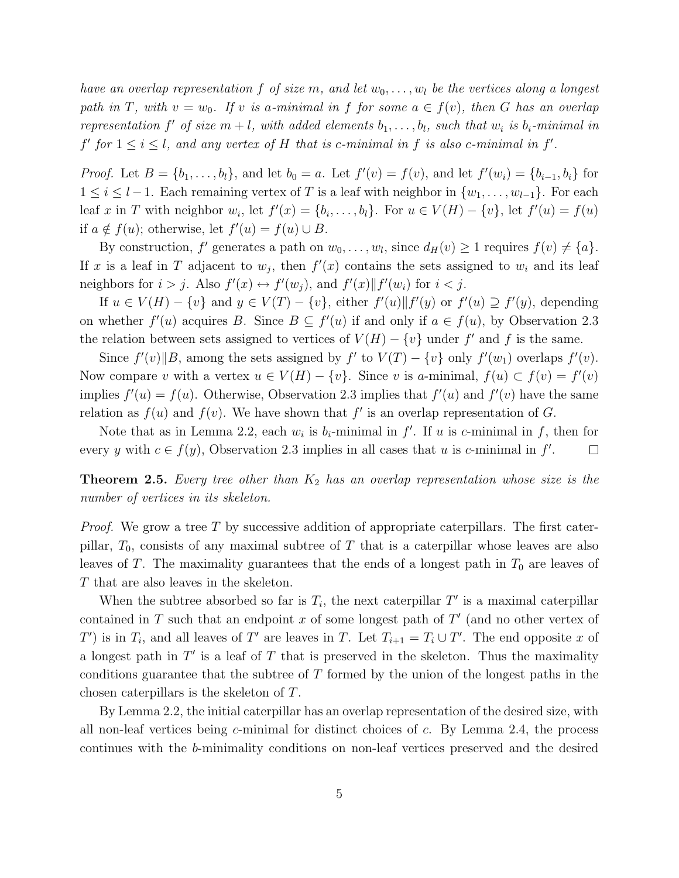*have an overlap representation $f$ of size $m$, and let $w_0, \ldots, w_l$ be the vertices along a longest path in $T$, with $v = w_0$. If $v$ is $a$-minimal in $f$ for some $a \in f(v)$, then $G$ has an overlap representation $f'$ of size $m + l$, with added elements $b_1, \ldots, b_l$, such that $w_i$ is $b_i$-minimal in $f'$ for $1 \le i \le l$, and any vertex of $H$ that is $c$-minimal in $f$ is also $c$-minimal in $f'$.*

*Proof.* Let $B = \{b_1, \ldots, b_l\}$, and let $b_0 = a$. Let $f'(v) = f(v)$, and let $f'(w_i) = \{b_{i-1}, b_i\}$ for $1 \le i \le l-1$. Each remaining vertex of $T$ is a leaf with neighbor in $\{w_1, \ldots, w_{l-1}\}$. For each leaf $x$ in $T$ with neighbor $w_i$, let $f'(x) = \{b_i, \ldots, b_l\}$. For $u \in V(H) - \{v\}$, let $f'(u) = f(u)$ if $a \notin f(u)$; otherwise, let $f'(u) = f(u) \cup B$.

By construction, $f'$ generates a path on $w_0, \ldots, w_l$, since $d_H(v) \ge 1$ requires $f(v) \ne \{a\}$. If $x$ is a leaf in $T$ adjacent to $w_j$, then $f'(x)$ contains the sets assigned to $w_i$ and its leaf neighbors for $i > j$. Also $f'(x) \leftrightarrow f'(w_j)$, and $f'(x) \| f'(w_i)$ for $i < j$.

If $u \in V(H) - \{v\}$ and $y \in V(T) - \{v\}$, either $f'(u) \| f'(y)$ or $f'(u) \supseteq f'(y)$, depending on whether $f'(u)$ acquires $B$. Since $B \subseteq f'(u)$ if and only if $a \in f(u)$, by Observation 2.3 the relation between sets assigned to vertices of $V(H) - \{v\}$ under $f'$ and $f$ is the same.

Since $f'(v) \| B$, among the sets assigned by $f'$ to $V(T) - \{v\}$ only $f'(w_1)$ overlaps $f'(v)$. Now compare $v$ with a vertex $u \in V(H) - \{v\}$. Since $v$ is $a$-minimal, $f(u) \subset f(v) = f'(v)$ implies $f'(u) = f(u)$. Otherwise, Observation 2.3 implies that $f'(u)$ and $f'(v)$ have the same relation as $f(u)$ and $f(v)$. We have shown that $f'$ is an overlap representation of $G$.

Note that as in Lemma 2.2, each $w_i$ is $b_i$-minimal in $f'$. If $u$ is $c$-minimal in $f$, then for every $y$ with $c \in f(y)$, Observation 2.3 implies in all cases that $u$ is $c$-minimal in $f'$. $\square$

**Theorem 2.5.** *Every tree other than $K_2$ has an overlap representation whose size is the number of vertices in its skeleton.*

*Proof.* We grow a tree $T$ by successive addition of appropriate caterpillars. The first caterpillar, $T_0$, consists of any maximal subtree of $T$ that is a caterpillar whose leaves are also leaves of $T$. The maximality guarantees that the ends of a longest path in $T_0$ are leaves of $T$ that are also leaves in the skeleton.

When the subtree absorbed so far is $T_i$, the next caterpillar $T'$ is a maximal caterpillar contained in $T$ such that an endpoint $x$ of some longest path of $T'$ (and no other vertex of $T'$) is in $T_i$, and all leaves of $T'$ are leaves in $T$. Let $T_{i+1} = T_i \cup T'$. The end opposite $x$ of a longest path in $T'$ is a leaf of $T$ that is preserved in the skeleton. Thus the maximality conditions guarantee that the subtree of $T$ formed by the union of the longest paths in the chosen caterpillars is the skeleton of $T$.

By Lemma 2.2, the initial caterpillar has an overlap representation of the desired size, with all non-leaf vertices being $c$-minimal for distinct choices of $c$. By Lemma 2.4, the process continues with the $b$-minimality conditions on non-leaf vertices preserved and the desired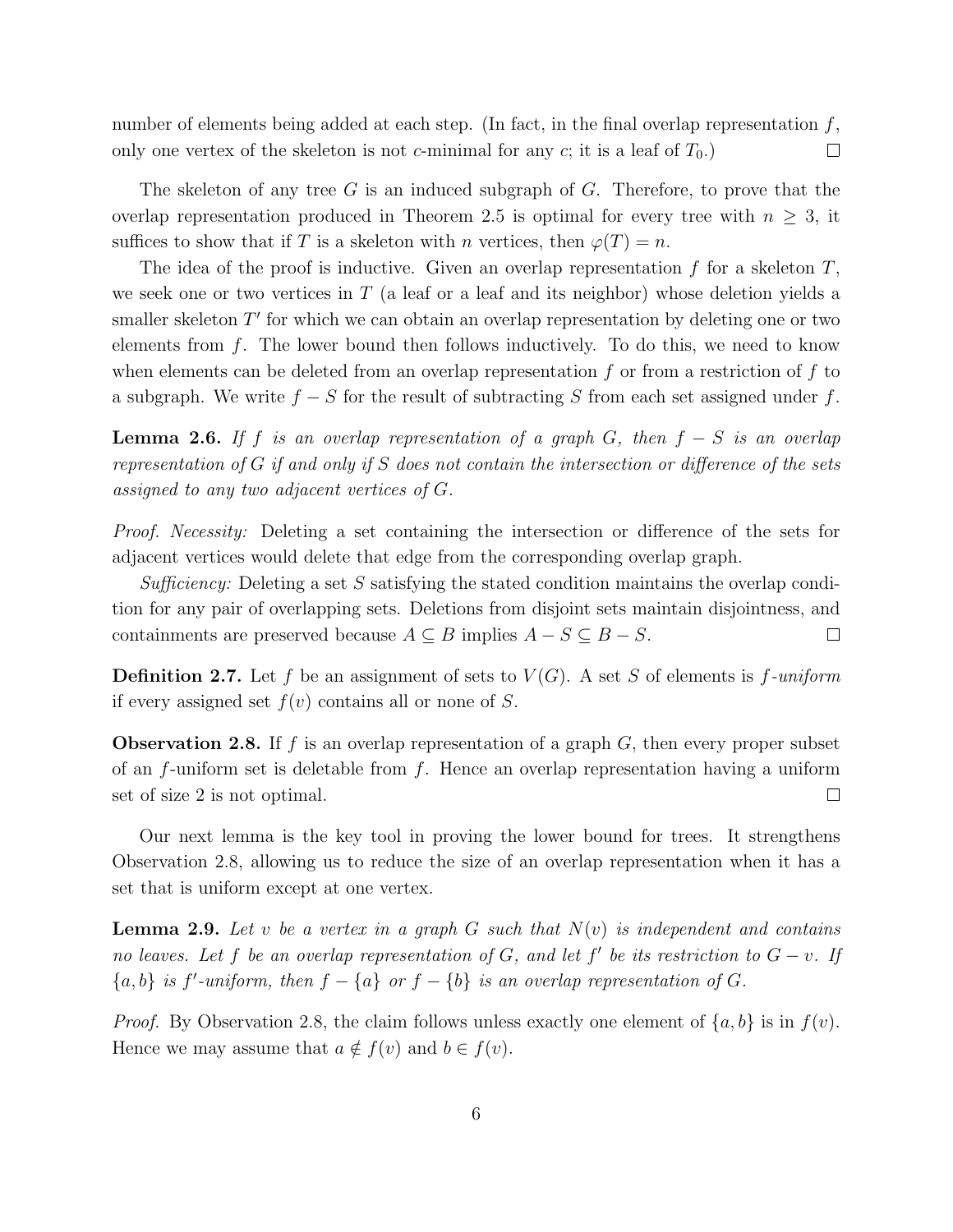number of elements being added at each step. (In fact, in the final overlap representation $f$, only one vertex of the skeleton is not $c$-minimal for any $c$; it is a leaf of $T_0$.) $\square$

The skeleton of any tree $G$ is an induced subgraph of $G$. Therefore, to prove that the overlap representation produced in Theorem 2.5 is optimal for every tree with $n \geq 3$, it suffices to show that if $T$ is a skeleton with $n$ vertices, then $\varphi(T) = n$.

The idea of the proof is inductive. Given an overlap representation $f$ for a skeleton $T$, we seek one or two vertices in $T$ (a leaf or a leaf and its neighbor) whose deletion yields a smaller skeleton $T'$ for which we can obtain an overlap representation by deleting one or two elements from $f$. The lower bound then follows inductively. To do this, we need to know when elements can be deleted from an overlap representation $f$ or from a restriction of $f$ to a subgraph. We write $f - S$ for the result of subtracting $S$ from each set assigned under $f$.

**Lemma 2.6.** *If $f$ is an overlap representation of a graph $G$, then $f - S$ is an overlap representation of $G$ if and only if $S$ does not contain the intersection or difference of the sets assigned to any two adjacent vertices of $G$.*

*Proof. Necessity:* Deleting a set containing the intersection or difference of the sets for adjacent vertices would delete that edge from the corresponding overlap graph.

*Sufficiency:* Deleting a set $S$ satisfying the stated condition maintains the overlap condition for any pair of overlapping sets. Deletions from disjoint sets maintain disjointness, and containments are preserved because $A \subseteq B$ implies $A - S \subseteq B - S$. $\square$

**Definition 2.7.** Let $f$ be an assignment of sets to $V(G)$. A set $S$ of elements is *$f$-uniform* if every assigned set $f(v)$ contains all or none of $S$.

**Observation 2.8.** If $f$ is an overlap representation of a graph $G$, then every proper subset of an $f$-uniform set is deletable from $f$. Hence an overlap representation having a uniform set of size 2 is not optimal. $\square$

Our next lemma is the key tool in proving the lower bound for trees. It strengthens Observation 2.8, allowing us to reduce the size of an overlap representation when it has a set that is uniform except at one vertex.

**Lemma 2.9.** *Let $v$ be a vertex in a graph $G$ such that $N(v)$ is independent and contains no leaves. Let $f$ be an overlap representation of $G$, and let $f'$ be its restriction to $G - v$. If $\{a, b\}$ is $f'$-uniform, then $f - \{a\}$ or $f - \{b\}$ is an overlap representation of $G$.*

*Proof.* By Observation 2.8, the claim follows unless exactly one element of $\{a, b\}$ is in $f(v)$. Hence we may assume that $a \notin f(v)$ and $b \in f(v)$.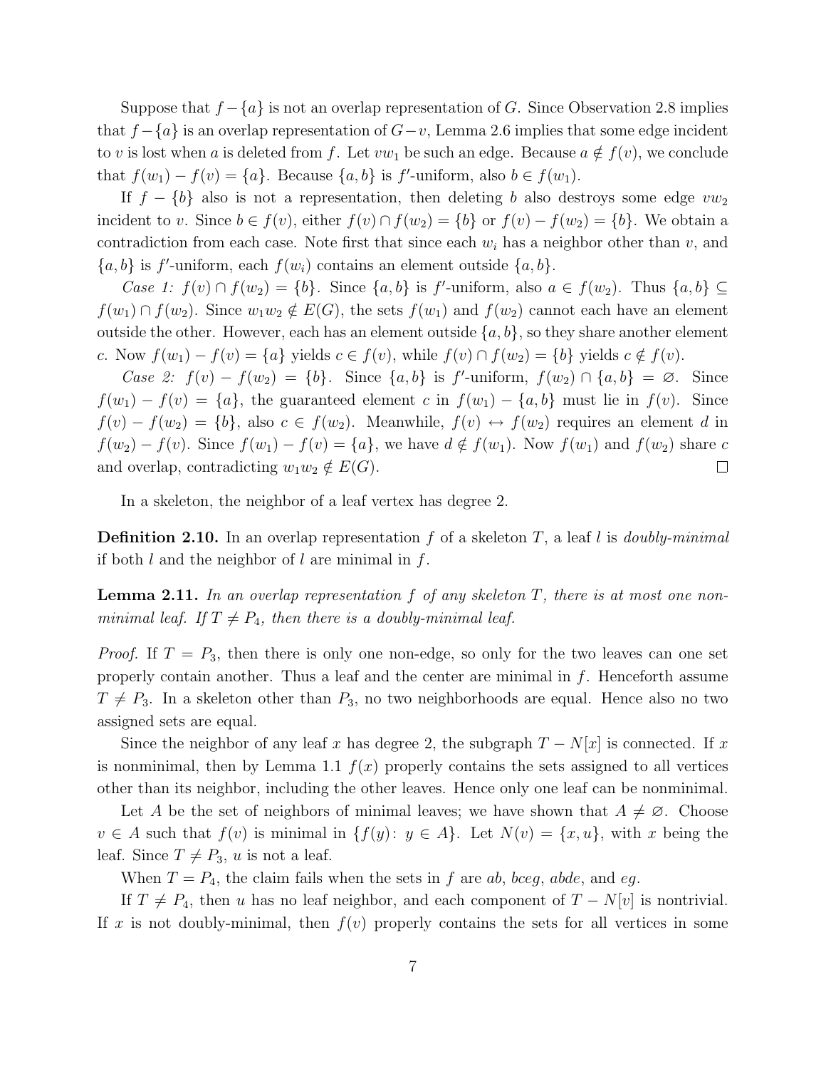Suppose that $f-\{a\}$ is not an overlap representation of $G$. Since Observation 2.8 implies that $f-\{a\}$ is an overlap representation of $G-v$, Lemma 2.6 implies that some edge incident to $v$ is lost when $a$ is deleted from $f$. Let $vw_1$ be such an edge. Because $a \notin f(v)$, we conclude that $f(w_1)-f(v)=\{a\}$. Because $\{a,b\}$ is $f'$-uniform, also $b \in f(w_1)$.

If $f-\{b\}$ also is not a representation, then deleting $b$ also destroys some edge $vw_2$ incident to $v$. Since $b \in f(v)$, either $f(v)\cap f(w_2)=\{b\}$ or $f(v)-f(w_2)=\{b\}$. We obtain a contradiction from each case. Note first that since each $w_i$ has a neighbor other than $v$, and $\{a,b\}$ is $f'$-uniform, each $f(w_i)$ contains an element outside $\{a,b\}$.

*Case 1:* $f(v)\cap f(w_2)=\{b\}$. Since $\{a,b\}$ is $f'$-uniform, also $a \in f(w_2)$. Thus $\{a,b\} \subseteq f(w_1)\cap f(w_2)$. Since $w_1w_2 \notin E(G)$, the sets $f(w_1)$ and $f(w_2)$ cannot each have an element outside the other. However, each has an element outside $\{a,b\}$, so they share another element $c$. Now $f(w_1)-f(v)=\{a\}$ yields $c \in f(v)$, while $f(v)\cap f(w_2)=\{b\}$ yields $c \notin f(v)$.

*Case 2:* $f(v)-f(w_2)=\{b\}$. Since $\{a,b\}$ is $f'$-uniform, $f(w_2)\cap\{a,b\}=\varnothing$. Since $f(w_1)-f(v)=\{a\}$, the guaranteed element $c$ in $f(w_1)-\{a,b\}$ must lie in $f(v)$. Since $f(v)-f(w_2)=\{b\}$, also $c \in f(w_2)$. Meanwhile, $f(v)\leftrightarrow f(w_2)$ requires an element $d$ in $f(w_2)-f(v)$. Since $f(w_1)-f(v)=\{a\}$, we have $d \notin f(w_1)$. Now $f(w_1)$ and $f(w_2)$ share $c$ and overlap, contradicting $w_1w_2 \notin E(G)$. □

In a skeleton, the neighbor of a leaf vertex has degree 2.

**Definition 2.10.** In an overlap representation $f$ of a skeleton $T$, a leaf $l$ is *doubly-minimal* if both $l$ and the neighbor of $l$ are minimal in $f$.

**Lemma 2.11.** *In an overlap representation $f$ of any skeleton $T$, there is at most one non-minimal leaf. If $T \neq P_4$, then there is a doubly-minimal leaf.*

*Proof.* If $T=P_3$, then there is only one non-edge, so only for the two leaves can one set properly contain another. Thus a leaf and the center are minimal in $f$. Henceforth assume $T \neq P_3$. In a skeleton other than $P_3$, no two neighborhoods are equal. Hence also no two assigned sets are equal.

Since the neighbor of any leaf $x$ has degree 2, the subgraph $T-N[x]$ is connected. If $x$ is nonminimal, then by Lemma 1.1 $f(x)$ properly contains the sets assigned to all vertices other than its neighbor, including the other leaves. Hence only one leaf can be nonminimal.

Let $A$ be the set of neighbors of minimal leaves; we have shown that $A \neq \varnothing$. Choose $v \in A$ such that $f(v)$ is minimal in $\{f(y)\colon\, y \in A\}$. Let $N(v)=\{x,u\}$, with $x$ being the leaf. Since $T \neq P_3$, $u$ is not a leaf.

When $T=P_4$, the claim fails when the sets in $f$ are $ab$, $bceg$, $abde$, and $eg$.

If $T \neq P_4$, then $u$ has no leaf neighbor, and each component of $T-N[v]$ is nontrivial. If $x$ is not doubly-minimal, then $f(v)$ properly contains the sets for all vertices in some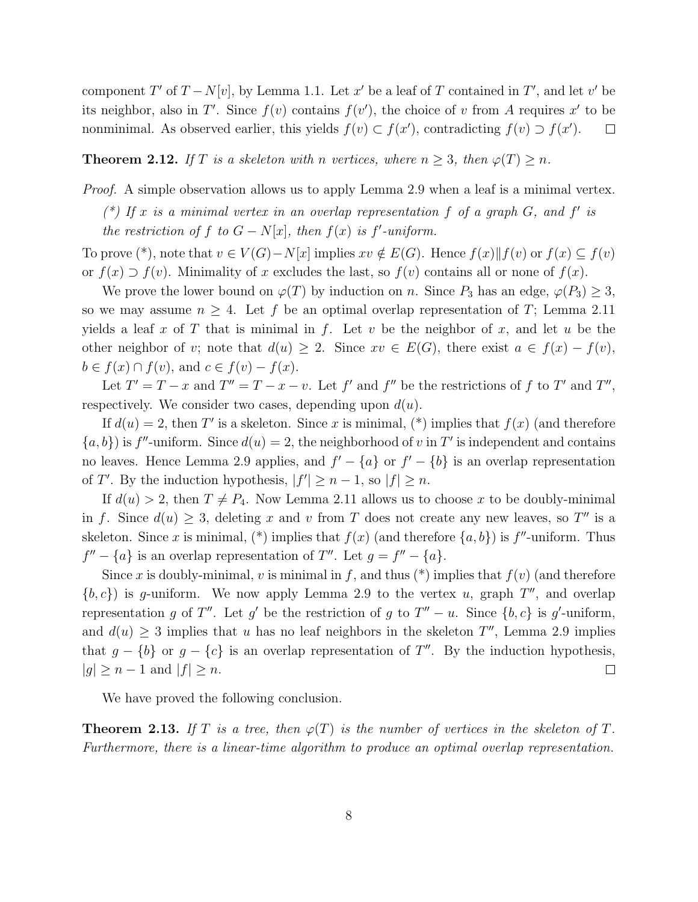component $T'$ of $T - N[v]$, by Lemma 1.1. Let $x'$ be a leaf of $T$ contained in $T'$, and let $v'$ be its neighbor, also in $T'$. Since $f(v)$ contains $f(v')$, the choice of $v$ from $A$ requires $x'$ to be nonminimal. As observed earlier, this yields $f(v) \subset f(x')$, contradicting $f(v) \supset f(x')$. □

**Theorem 2.12.** *If $T$ is a skeleton with $n$ vertices, where $n \geq 3$, then $\varphi(T) \geq n$.*

*Proof.* A simple observation allows us to apply Lemma 2.9 when a leaf is a minimal vertex.

*(\*) If $x$ is a minimal vertex in an overlap representation $f$ of a graph $G$, and $f'$ is the restriction of $f$ to $G - N[x]$, then $f(x)$ is $f'$-uniform.*

To prove (\*), note that $v \in V(G) - N[x]$ implies $xv \notin E(G)$. Hence $f(x) \| f(v)$ or $f(x) \subseteq f(v)$ or $f(x) \supset f(v)$. Minimality of $x$ excludes the last, so $f(v)$ contains all or none of $f(x)$.

We prove the lower bound on $\varphi(T)$ by induction on $n$. Since $P_3$ has an edge, $\varphi(P_3) \geq 3$, so we may assume $n \geq 4$. Let $f$ be an optimal overlap representation of $T$; Lemma 2.11 yields a leaf $x$ of $T$ that is minimal in $f$. Let $v$ be the neighbor of $x$, and let $u$ be the other neighbor of $v$; note that $d(u) \geq 2$. Since $xv \in E(G)$, there exist $a \in f(x) - f(v)$, $b \in f(x) \cap f(v)$, and $c \in f(v) - f(x)$.

Let $T' = T - x$ and $T'' = T - x - v$. Let $f'$ and $f''$ be the restrictions of $f$ to $T'$ and $T''$, respectively. We consider two cases, depending upon $d(u)$.

If $d(u) = 2$, then $T'$ is a skeleton. Since $x$ is minimal, (\*) implies that $f(x)$ (and therefore $\{a, b\}$) is $f''$-uniform. Since $d(u) = 2$, the neighborhood of $v$ in $T'$ is independent and contains no leaves. Hence Lemma 2.9 applies, and $f' - \{a\}$ or $f' - \{b\}$ is an overlap representation of $T'$. By the induction hypothesis, $|f'| \geq n - 1$, so $|f| \geq n$.

If $d(u) > 2$, then $T \neq P_4$. Now Lemma 2.11 allows us to choose $x$ to be doubly-minimal in $f$. Since $d(u) \geq 3$, deleting $x$ and $v$ from $T$ does not create any new leaves, so $T''$ is a skeleton. Since $x$ is minimal, (\*) implies that $f(x)$ (and therefore $\{a, b\}$) is $f''$-uniform. Thus $f'' - \{a\}$ is an overlap representation of $T''$. Let $g = f'' - \{a\}$.

Since $x$ is doubly-minimal, $v$ is minimal in $f$, and thus (\*) implies that $f(v)$ (and therefore $\{b, c\}$) is $g$-uniform. We now apply Lemma 2.9 to the vertex $u$, graph $T''$, and overlap representation $g$ of $T''$. Let $g'$ be the restriction of $g$ to $T'' - u$. Since $\{b, c\}$ is $g'$-uniform, and $d(u) \geq 3$ implies that $u$ has no leaf neighbors in the skeleton $T''$, Lemma 2.9 implies that $g - \{b\}$ or $g - \{c\}$ is an overlap representation of $T''$. By the induction hypothesis, $|g| \geq n - 1$ and $|f| \geq n$. □

We have proved the following conclusion.

**Theorem 2.13.** *If $T$ is a tree, then $\varphi(T)$ is the number of vertices in the skeleton of $T$. Furthermore, there is a linear-time algorithm to produce an optimal overlap representation.*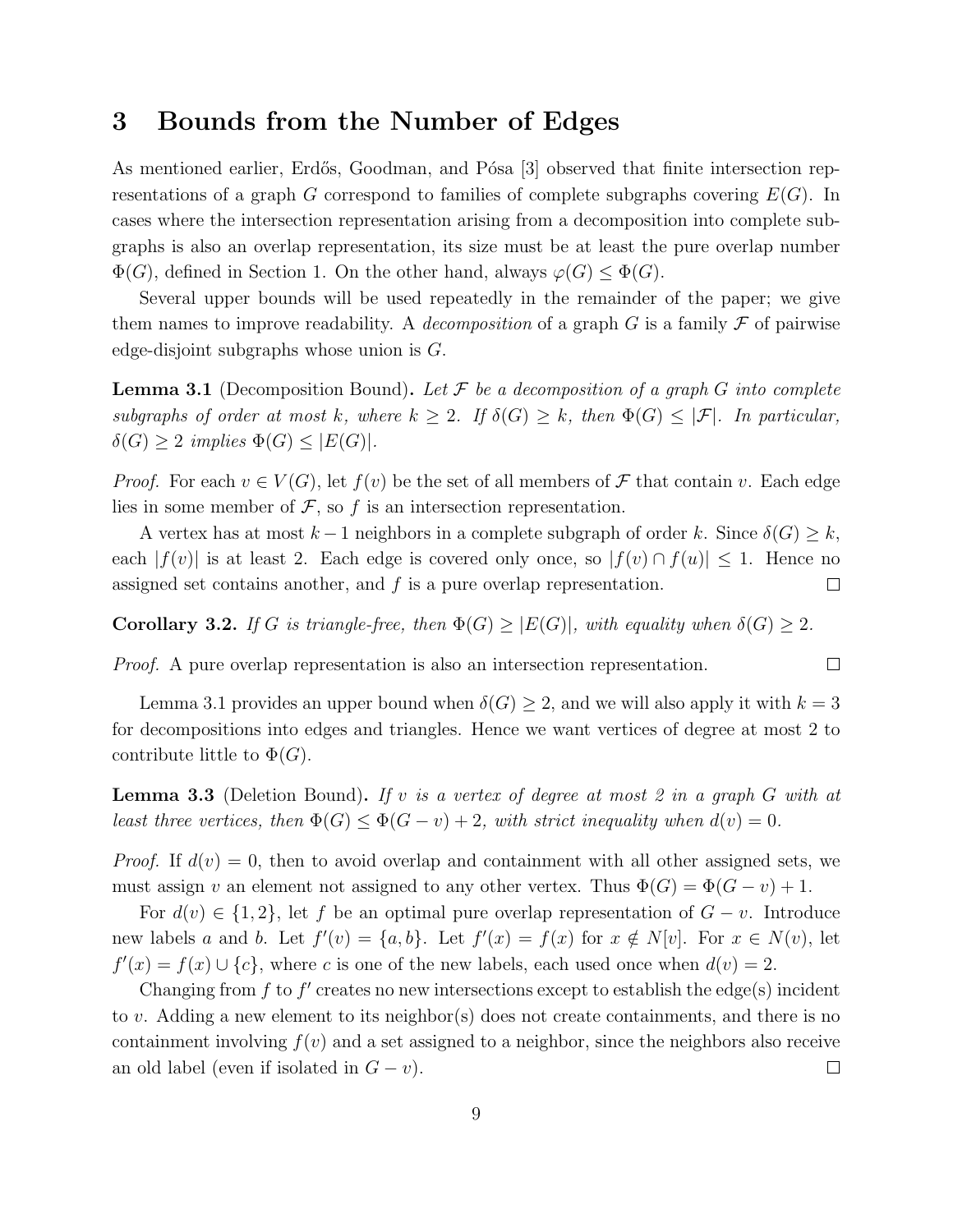# 3 Bounds from the Number of Edges

As mentioned earlier, Erdős, Goodman, and Pósa [3] observed that finite intersection representations of a graph $G$ correspond to families of complete subgraphs covering $E(G)$. In cases where the intersection representation arising from a decomposition into complete subgraphs is also an overlap representation, its size must be at least the pure overlap number $\Phi(G)$, defined in Section 1. On the other hand, always $\varphi(G) \le \Phi(G)$.

Several upper bounds will be used repeatedly in the remainder of the paper; we give them names to improve readability. A *decomposition* of a graph $G$ is a family $\mathcal{F}$ of pairwise edge-disjoint subgraphs whose union is $G$.

**Lemma 3.1** (Decomposition Bound)**.** *Let $\mathcal{F}$ be a decomposition of a graph $G$ into complete subgraphs of order at most $k$, where $k \ge 2$. If $\delta(G) \ge k$, then $\Phi(G) \le |\mathcal{F}|$. In particular, $\delta(G) \ge 2$ implies $\Phi(G) \le |E(G)|$.*

*Proof.* For each $v \in V(G)$, let $f(v)$ be the set of all members of $\mathcal{F}$ that contain $v$. Each edge lies in some member of $\mathcal{F}$, so $f$ is an intersection representation.

A vertex has at most $k-1$ neighbors in a complete subgraph of order $k$. Since $\delta(G) \ge k$, each $|f(v)|$ is at least 2. Each edge is covered only once, so $|f(v) \cap f(u)| \le 1$. Hence no assigned set contains another, and $f$ is a pure overlap representation. $\square$

**Corollary 3.2.** *If $G$ is triangle-free, then $\Phi(G) \ge |E(G)|$, with equality when $\delta(G) \ge 2$.*

*Proof.* A pure overlap representation is also an intersection representation. $\square$

Lemma 3.1 provides an upper bound when $\delta(G) \ge 2$, and we will also apply it with $k = 3$ for decompositions into edges and triangles. Hence we want vertices of degree at most 2 to contribute little to $\Phi(G)$.

**Lemma 3.3** (Deletion Bound)**.** *If $v$ is a vertex of degree at most 2 in a graph $G$ with at least three vertices, then $\Phi(G) \le \Phi(G - v) + 2$, with strict inequality when $d(v) = 0$.*

*Proof.* If $d(v) = 0$, then to avoid overlap and containment with all other assigned sets, we must assign $v$ an element not assigned to any other vertex. Thus $\Phi(G) = \Phi(G - v) + 1$.

For $d(v) \in \{1, 2\}$, let $f$ be an optimal pure overlap representation of $G - v$. Introduce new labels $a$ and $b$. Let $f'(v) = \{a, b\}$. Let $f'(x) = f(x)$ for $x \notin N[v]$. For $x \in N(v)$, let $f'(x) = f(x) \cup \{c\}$, where $c$ is one of the new labels, each used once when $d(v) = 2$.

Changing from $f$ to $f'$ creates no new intersections except to establish the edge(s) incident to $v$. Adding a new element to its neighbor(s) does not create containments, and there is no containment involving $f(v)$ and a set assigned to a neighbor, since the neighbors also receive an old label (even if isolated in $G - v$). $\square$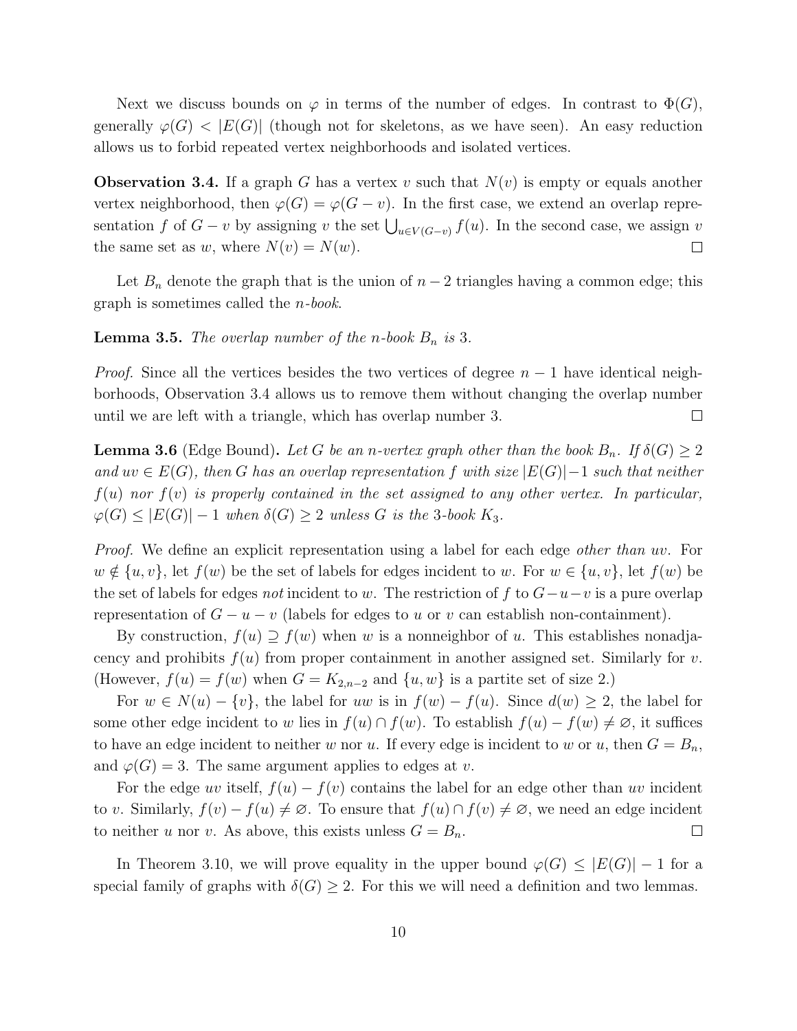Next we discuss bounds on $\varphi$ in terms of the number of edges. In contrast to $\Phi(G)$, generally $\varphi(G) < |E(G)|$ (though not for skeletons, as we have seen). An easy reduction allows us to forbid repeated vertex neighborhoods and isolated vertices.

**Observation 3.4.** If a graph $G$ has a vertex $v$ such that $N(v)$ is empty or equals another vertex neighborhood, then $\varphi(G) = \varphi(G - v)$. In the first case, we extend an overlap representation $f$ of $G - v$ by assigning $v$ the set $\bigcup_{u \in V(G-v)} f(u)$. In the second case, we assign $v$ the same set as $w$, where $N(v) = N(w)$. $\square$

Let $B_n$ denote the graph that is the union of $n - 2$ triangles having a common edge; this graph is sometimes called the *$n$-book*.

**Lemma 3.5.** *The overlap number of the $n$-book $B_n$ is* 3.

*Proof.* Since all the vertices besides the two vertices of degree $n - 1$ have identical neighborhoods, Observation 3.4 allows us to remove them without changing the overlap number until we are left with a triangle, which has overlap number 3. $\square$

**Lemma 3.6** (Edge Bound)**.** *Let $G$ be an $n$-vertex graph other than the book $B_n$. If $\delta(G) \geq 2$ and $uv \in E(G)$, then $G$ has an overlap representation $f$ with size $|E(G)|-1$ such that neither $f(u)$ nor $f(v)$ is properly contained in the set assigned to any other vertex. In particular, $\varphi(G) \leq |E(G)| - 1$ when $\delta(G) \geq 2$ unless $G$ is the* 3*-book $K_3$.*

*Proof.* We define an explicit representation using a label for each edge *other than* $uv$. For $w \notin \{u, v\}$, let $f(w)$ be the set of labels for edges incident to $w$. For $w \in \{u, v\}$, let $f(w)$ be the set of labels for edges *not* incident to $w$. The restriction of $f$ to $G-u-v$ is a pure overlap representation of $G - u - v$ (labels for edges to $u$ or $v$ can establish non-containment).

By construction, $f(u) \supseteq f(w)$ when $w$ is a nonneighbor of $u$. This establishes nonadjacency and prohibits $f(u)$ from proper containment in another assigned set. Similarly for $v$. (However, $f(u) = f(w)$ when $G = K_{2,n-2}$ and $\{u, w\}$ is a partite set of size 2.)

For $w \in N(u) - \{v\}$, the label for $uw$ is in $f(w) - f(u)$. Since $d(w) \geq 2$, the label for some other edge incident to $w$ lies in $f(u) \cap f(w)$. To establish $f(u) - f(w) \neq \varnothing$, it suffices to have an edge incident to neither $w$ nor $u$. If every edge is incident to $w$ or $u$, then $G = B_n$, and $\varphi(G) = 3$. The same argument applies to edges at $v$.

For the edge $uv$ itself, $f(u) - f(v)$ contains the label for an edge other than $uv$ incident to $v$. Similarly, $f(v) - f(u) \neq \varnothing$. To ensure that $f(u) \cap f(v) \neq \varnothing$, we need an edge incident to neither $u$ nor $v$. As above, this exists unless $G = B_n$. $\square$

In Theorem 3.10, we will prove equality in the upper bound $\varphi(G) \leq |E(G)| - 1$ for a special family of graphs with $\delta(G) \geq 2$. For this we will need a definition and two lemmas.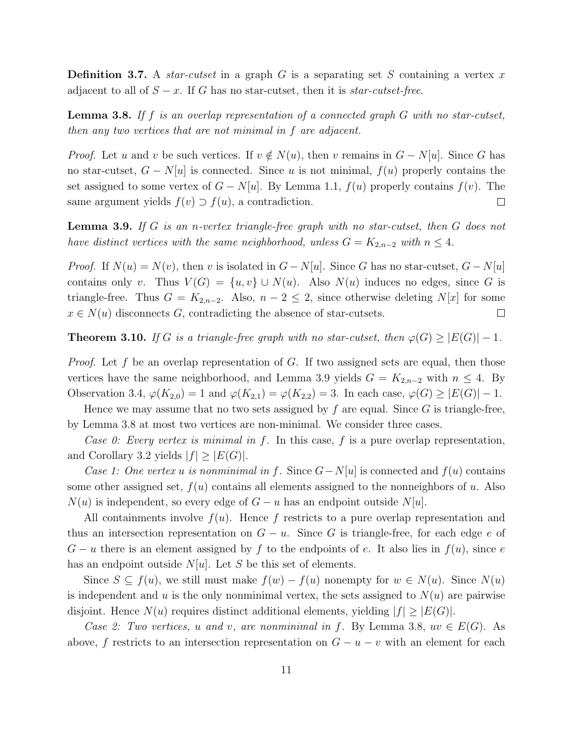**Definition 3.7.** A *star-cutset* in a graph $G$ is a separating set $S$ containing a vertex $x$ adjacent to all of $S - x$. If $G$ has no star-cutset, then it is *star-cutset-free*.

**Lemma 3.8.** *If $f$ is an overlap representation of a connected graph $G$ with no star-cutset, then any two vertices that are not minimal in $f$ are adjacent.*

*Proof.* Let $u$ and $v$ be such vertices. If $v \notin N(u)$, then $v$ remains in $G - N[u]$. Since $G$ has no star-cutset, $G - N[u]$ is connected. Since $u$ is not minimal, $f(u)$ properly contains the set assigned to some vertex of $G - N[u]$. By Lemma 1.1, $f(u)$ properly contains $f(v)$. The same argument yields $f(v) \supset f(u)$, a contradiction. □

**Lemma 3.9.** *If $G$ is an $n$-vertex triangle-free graph with no star-cutset, then $G$ does not have distinct vertices with the same neighborhood, unless $G = K_{2,n-2}$ with $n \le 4$.*

*Proof.* If $N(u) = N(v)$, then $v$ is isolated in $G - N[u]$. Since $G$ has no star-cutset, $G - N[u]$ contains only $v$. Thus $V(G) = \{u, v\} \cup N(u)$. Also $N(u)$ induces no edges, since $G$ is triangle-free. Thus $G = K_{2,n-2}$. Also, $n - 2 \le 2$, since otherwise deleting $N[x]$ for some $x \in N(u)$ disconnects $G$, contradicting the absence of star-cutsets. □

**Theorem 3.10.** *If $G$ is a triangle-free graph with no star-cutset, then $\varphi(G) \ge |E(G)| - 1$.*

*Proof.* Let $f$ be an overlap representation of $G$. If two assigned sets are equal, then those vertices have the same neighborhood, and Lemma 3.9 yields $G = K_{2,n-2}$ with $n \le 4$. By Observation 3.4, $\varphi(K_{2,0}) = 1$ and $\varphi(K_{2,1}) = \varphi(K_{2,2}) = 3$. In each case, $\varphi(G) \ge |E(G)| - 1$.

Hence we may assume that no two sets assigned by $f$ are equal. Since $G$ is triangle-free, by Lemma 3.8 at most two vertices are non-minimal. We consider three cases.

*Case 0: Every vertex is minimal in $f$.* In this case, $f$ is a pure overlap representation, and Corollary 3.2 yields $|f| \ge |E(G)|$.

*Case 1: One vertex $u$ is nonminimal in $f$.* Since $G - N[u]$ is connected and $f(u)$ contains some other assigned set, $f(u)$ contains all elements assigned to the nonneighbors of $u$. Also $N(u)$ is independent, so every edge of $G - u$ has an endpoint outside $N[u]$.

All containments involve $f(u)$. Hence $f$ restricts to a pure overlap representation and thus an intersection representation on $G - u$. Since $G$ is triangle-free, for each edge $e$ of $G - u$ there is an element assigned by $f$ to the endpoints of $e$. It also lies in $f(u)$, since $e$ has an endpoint outside $N[u]$. Let $S$ be this set of elements.

Since $S \subseteq f(u)$, we still must make $f(w) - f(u)$ nonempty for $w \in N(u)$. Since $N(u)$ is independent and $u$ is the only nonminimal vertex, the sets assigned to $N(u)$ are pairwise disjoint. Hence $N(u)$ requires distinct additional elements, yielding $|f| \ge |E(G)|$.

*Case 2: Two vertices, $u$ and $v$, are nonminimal in $f$.* By Lemma 3.8, $uv \in E(G)$. As above, $f$ restricts to an intersection representation on $G - u - v$ with an element for each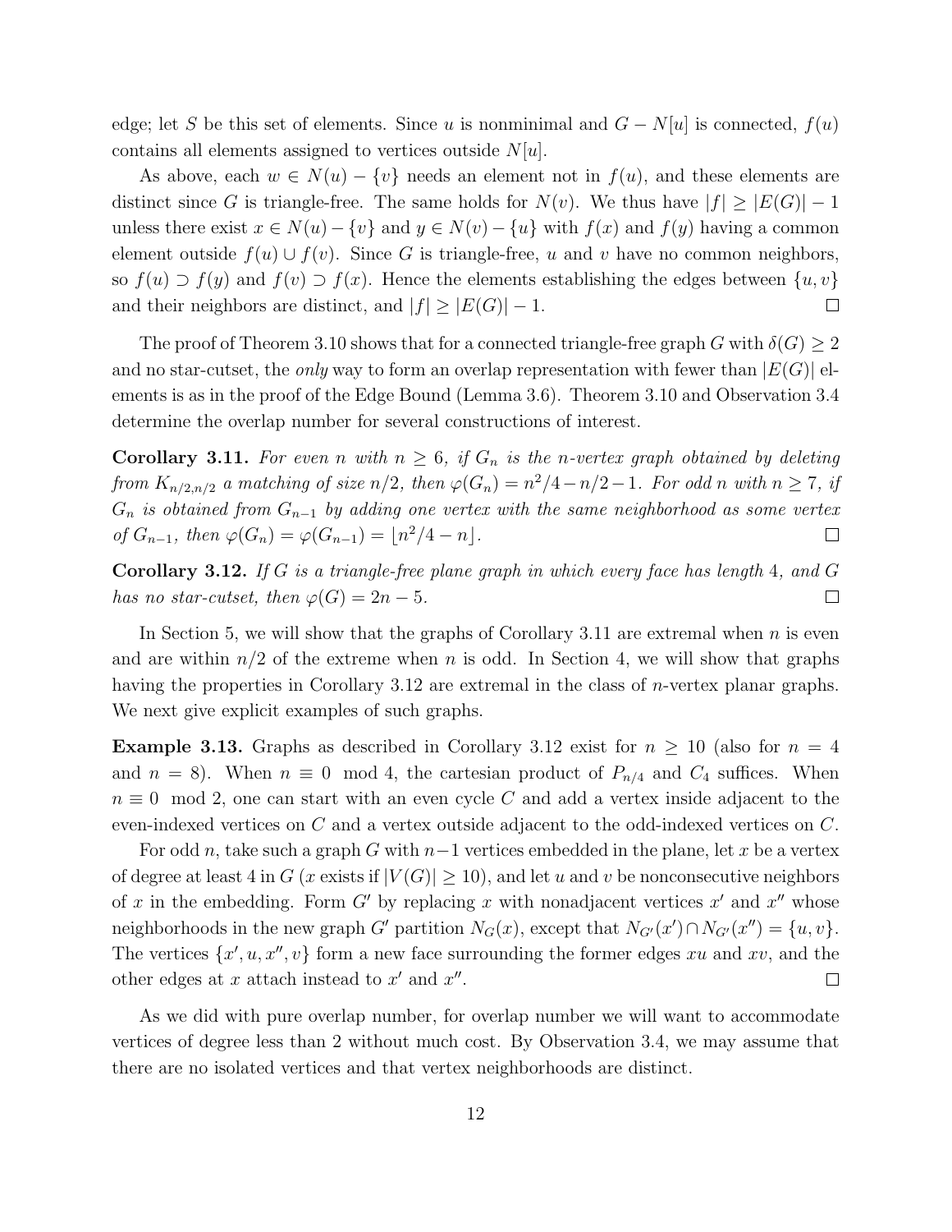edge; let $S$ be this set of elements. Since $u$ is nonminimal and $G - N[u]$ is connected, $f(u)$ contains all elements assigned to vertices outside $N[u]$.

As above, each $w \in N(u) - \{v\}$ needs an element not in $f(u)$, and these elements are distinct since $G$ is triangle-free. The same holds for $N(v)$. We thus have $|f| \geq |E(G)| - 1$ unless there exist $x \in N(u) - \{v\}$ and $y \in N(v) - \{u\}$ with $f(x)$ and $f(y)$ having a common element outside $f(u) \cup f(v)$. Since $G$ is triangle-free, $u$ and $v$ have no common neighbors, so $f(u) \supset f(y)$ and $f(v) \supset f(x)$. Hence the elements establishing the edges between $\{u, v\}$ and their neighbors are distinct, and $|f| \geq |E(G)| - 1$. □

The proof of Theorem 3.10 shows that for a connected triangle-free graph $G$ with $\delta(G) \geq 2$ and no star-cutset, the *only* way to form an overlap representation with fewer than $|E(G)|$ elements is as in the proof of the Edge Bound (Lemma 3.6). Theorem 3.10 and Observation 3.4 determine the overlap number for several constructions of interest.

**Corollary 3.11.** *For even $n$ with $n \geq 6$, if $G_n$ is the $n$-vertex graph obtained by deleting from $K_{n/2,n/2}$ a matching of size $n/2$, then $\varphi(G_n) = n^2/4 - n/2 - 1$. For odd $n$ with $n \geq 7$, if $G_n$ is obtained from $G_{n-1}$ by adding one vertex with the same neighborhood as some vertex of $G_{n-1}$, then $\varphi(G_n) = \varphi(G_{n-1}) = \lfloor n^2/4 - n \rfloor$.* □

**Corollary 3.12.** *If $G$ is a triangle-free plane graph in which every face has length 4, and $G$ has no star-cutset, then $\varphi(G) = 2n - 5$.* □

In Section 5, we will show that the graphs of Corollary 3.11 are extremal when $n$ is even and are within $n/2$ of the extreme when $n$ is odd. In Section 4, we will show that graphs having the properties in Corollary 3.12 are extremal in the class of $n$-vertex planar graphs. We next give explicit examples of such graphs.

**Example 3.13.** Graphs as described in Corollary 3.12 exist for $n \geq 10$ (also for $n = 4$ and $n = 8$). When $n \equiv 0 \mod 4$, the cartesian product of $P_{n/4}$ and $C_4$ suffices. When $n \equiv 0 \mod 2$, one can start with an even cycle $C$ and add a vertex inside adjacent to the even-indexed vertices on $C$ and a vertex outside adjacent to the odd-indexed vertices on $C$.

For odd $n$, take such a graph $G$ with $n-1$ vertices embedded in the plane, let $x$ be a vertex of degree at least 4 in $G$ ($x$ exists if $|V(G)| \geq 10$), and let $u$ and $v$ be nonconsecutive neighbors of $x$ in the embedding. Form $G'$ by replacing $x$ with nonadjacent vertices $x'$ and $x''$ whose neighborhoods in the new graph $G'$ partition $N_G(x)$, except that $N_{G'}(x') \cap N_{G'}(x'') = \{u, v\}$. The vertices $\{x', u, x'', v\}$ form a new face surrounding the former edges $xu$ and $xv$, and the other edges at $x$ attach instead to $x'$ and $x''$. □

As we did with pure overlap number, for overlap number we will want to accommodate vertices of degree less than 2 without much cost. By Observation 3.4, we may assume that there are no isolated vertices and that vertex neighborhoods are distinct.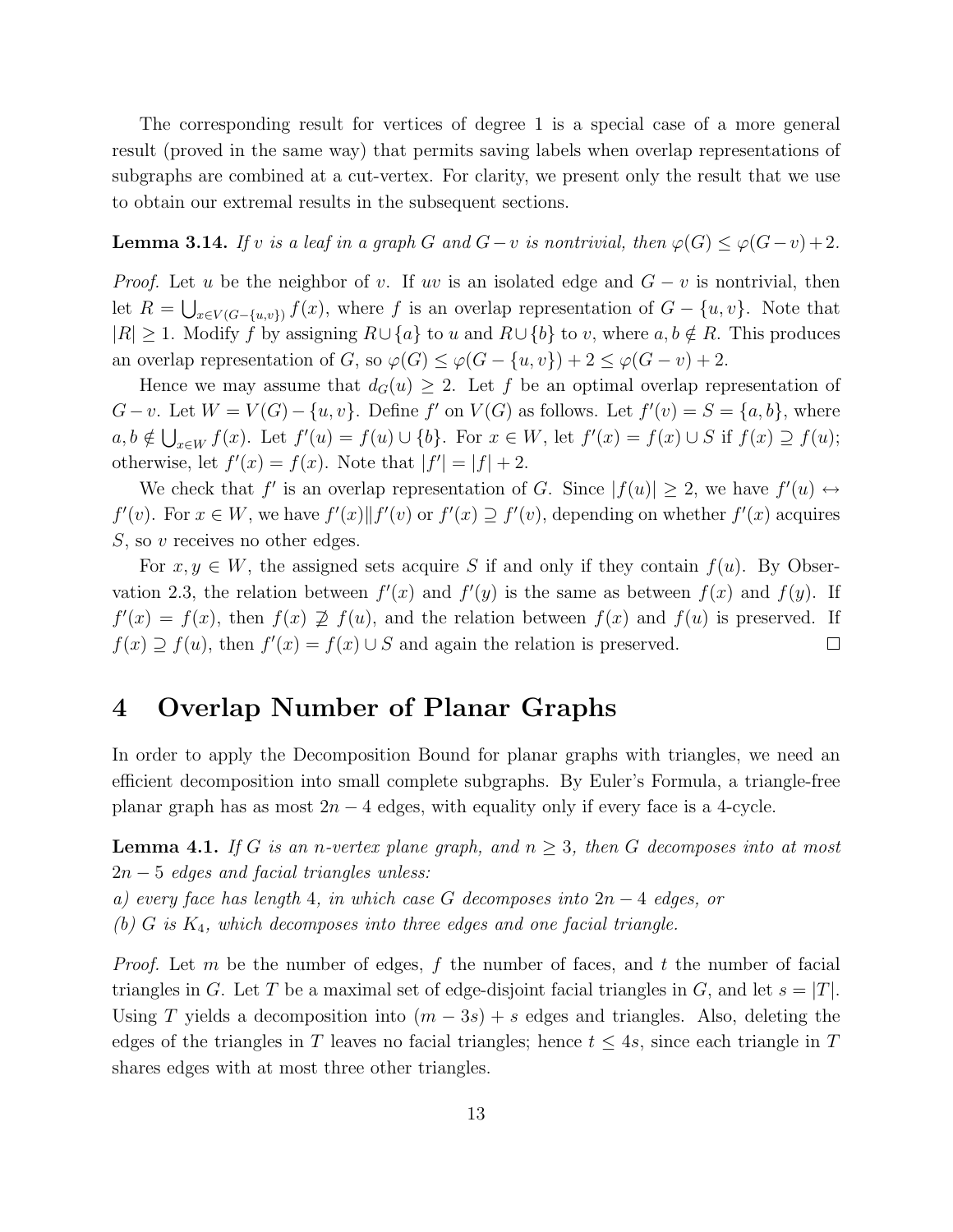The corresponding result for vertices of degree 1 is a special case of a more general result (proved in the same way) that permits saving labels when overlap representations of subgraphs are combined at a cut-vertex. For clarity, we present only the result that we use to obtain our extremal results in the subsequent sections.

**Lemma 3.14.** *If $v$ is a leaf in a graph $G$ and $G-v$ is nontrivial, then $\varphi(G) \le \varphi(G-v)+2$.*

*Proof.* Let $u$ be the neighbor of $v$. If $uv$ is an isolated edge and $G-v$ is nontrivial, then let $R = \bigcup_{x \in V(G-\{u,v\})} f(x)$, where $f$ is an overlap representation of $G-\{u,v\}$. Note that $|R| \ge 1$. Modify $f$ by assigning $R \cup \{a\}$ to $u$ and $R \cup \{b\}$ to $v$, where $a, b \notin R$. This produces an overlap representation of $G$, so $\varphi(G) \le \varphi(G-\{u,v\})+2 \le \varphi(G-v)+2$.

Hence we may assume that $d_G(u) \ge 2$. Let $f$ be an optimal overlap representation of $G-v$. Let $W = V(G)-\{u,v\}$. Define $f'$ on $V(G)$ as follows. Let $f'(v) = S = \{a,b\}$, where $a, b \notin \bigcup_{x \in W} f(x)$. Let $f'(u) = f(u) \cup \{b\}$. For $x \in W$, let $f'(x) = f(x) \cup S$ if $f(x) \supseteq f(u)$; otherwise, let $f'(x) = f(x)$. Note that $|f'| = |f|+2$.

We check that $f'$ is an overlap representation of $G$. Since $|f(u)| \ge 2$, we have $f'(u) \leftrightarrow f'(v)$. For $x \in W$, we have $f'(x) \| f'(v)$ or $f'(x) \supseteq f'(v)$, depending on whether $f'(x)$ acquires $S$, so $v$ receives no other edges.

For $x, y \in W$, the assigned sets acquire $S$ if and only if they contain $f(u)$. By Observation 2.3, the relation between $f'(x)$ and $f'(y)$ is the same as between $f(x)$ and $f(y)$. If $f'(x) = f(x)$, then $f(x) \not\supseteq f(u)$, and the relation between $f(x)$ and $f(u)$ is preserved. If $f(x) \supseteq f(u)$, then $f'(x) = f(x) \cup S$ and again the relation is preserved. □

# 4 Overlap Number of Planar Graphs

In order to apply the Decomposition Bound for planar graphs with triangles, we need an efficient decomposition into small complete subgraphs. By Euler's Formula, a triangle-free planar graph has as most $2n-4$ edges, with equality only if every face is a 4-cycle.

**Lemma 4.1.** *If $G$ is an $n$-vertex plane graph, and $n \ge 3$, then $G$ decomposes into at most $2n-5$ edges and facial triangles unless:*
*a) every face has length 4, in which case $G$ decomposes into $2n-4$ edges, or*
*(b) $G$ is $K_4$, which decomposes into three edges and one facial triangle.*

*Proof.* Let $m$ be the number of edges, $f$ the number of faces, and $t$ the number of facial triangles in $G$. Let $T$ be a maximal set of edge-disjoint facial triangles in $G$, and let $s = |T|$. Using $T$ yields a decomposition into $(m-3s)+s$ edges and triangles. Also, deleting the edges of the triangles in $T$ leaves no facial triangles; hence $t \le 4s$, since each triangle in $T$ shares edges with at most three other triangles.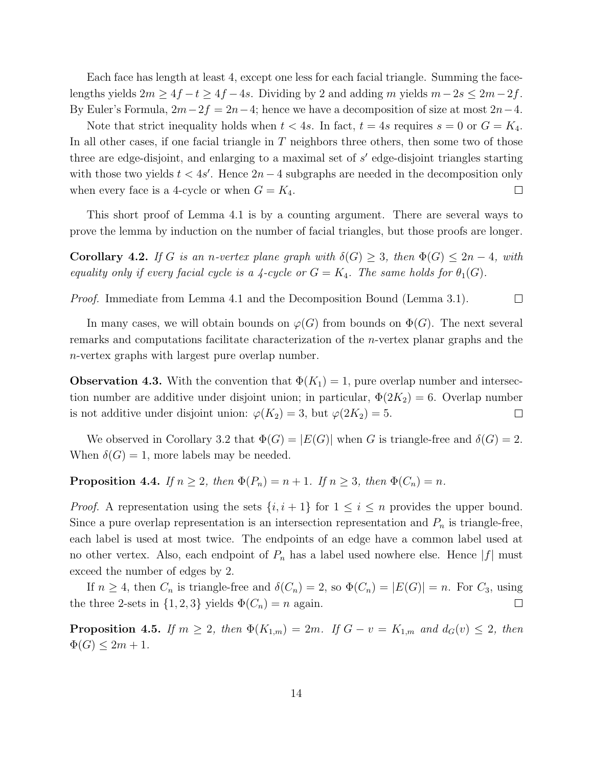Each face has length at least 4, except one less for each facial triangle. Summing the face-lengths yields $2m \geq 4f - t \geq 4f - 4s$. Dividing by 2 and adding $m$ yields $m - 2s \leq 2m - 2f$. By Euler's Formula, $2m - 2f = 2n - 4$; hence we have a decomposition of size at most $2n - 4$.

Note that strict inequality holds when $t < 4s$. In fact, $t = 4s$ requires $s = 0$ or $G = K_4$. In all other cases, if one facial triangle in $T$ neighbors three others, then some two of those three are edge-disjoint, and enlarging to a maximal set of $s'$ edge-disjoint triangles starting with those two yields $t < 4s'$. Hence $2n - 4$ subgraphs are needed in the decomposition only when every face is a 4-cycle or when $G = K_4$. □

This short proof of Lemma 4.1 is by a counting argument. There are several ways to prove the lemma by induction on the number of facial triangles, but those proofs are longer.

**Corollary 4.2.** *If $G$ is an $n$-vertex plane graph with $\delta(G) \geq 3$, then $\Phi(G) \leq 2n - 4$, with equality only if every facial cycle is a 4-cycle or $G = K_4$. The same holds for $\theta_1(G)$.*

*Proof.* Immediate from Lemma 4.1 and the Decomposition Bound (Lemma 3.1). □

In many cases, we will obtain bounds on $\varphi(G)$ from bounds on $\Phi(G)$. The next several remarks and computations facilitate characterization of the $n$-vertex planar graphs and the $n$-vertex graphs with largest pure overlap number.

**Observation 4.3.** With the convention that $\Phi(K_1) = 1$, pure overlap number and intersection number are additive under disjoint union; in particular, $\Phi(2K_2) = 6$. Overlap number is not additive under disjoint union: $\varphi(K_2) = 3$, but $\varphi(2K_2) = 5$. □

We observed in Corollary 3.2 that $\Phi(G) = |E(G)|$ when $G$ is triangle-free and $\delta(G) = 2$. When $\delta(G) = 1$, more labels may be needed.

**Proposition 4.4.** *If $n \geq 2$, then $\Phi(P_n) = n + 1$. If $n \geq 3$, then $\Phi(C_n) = n$.*

*Proof.* A representation using the sets $\{i, i+1\}$ for $1 \leq i \leq n$ provides the upper bound. Since a pure overlap representation is an intersection representation and $P_n$ is triangle-free, each label is used at most twice. The endpoints of an edge have a common label used at no other vertex. Also, each endpoint of $P_n$ has a label used nowhere else. Hence $|f|$ must exceed the number of edges by 2.

If $n \geq 4$, then $C_n$ is triangle-free and $\delta(C_n) = 2$, so $\Phi(C_n) = |E(G)| = n$. For $C_3$, using the three 2-sets in $\{1, 2, 3\}$ yields $\Phi(C_n) = n$ again. □

**Proposition 4.5.** *If $m \geq 2$, then $\Phi(K_{1,m}) = 2m$. If $G - v = K_{1,m}$ and $d_G(v) \leq 2$, then $\Phi(G) \leq 2m + 1$.*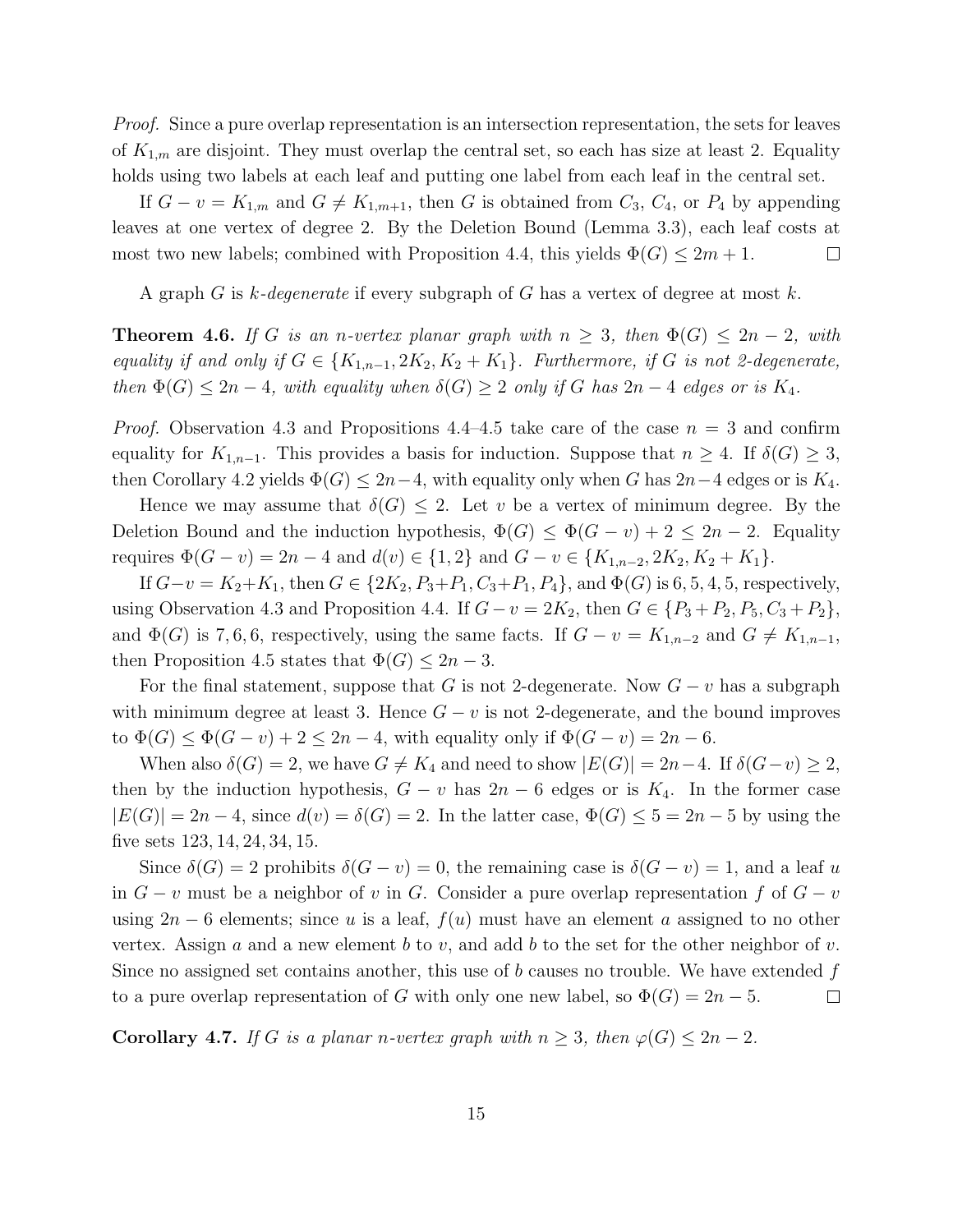*Proof.* Since a pure overlap representation is an intersection representation, the sets for leaves of $K_{1,m}$ are disjoint. They must overlap the central set, so each has size at least 2. Equality holds using two labels at each leaf and putting one label from each leaf in the central set.

If $G - v = K_{1,m}$ and $G \neq K_{1,m+1}$, then $G$ is obtained from $C_3$, $C_4$, or $P_4$ by appending leaves at one vertex of degree 2. By the Deletion Bound (Lemma 3.3), each leaf costs at most two new labels; combined with Proposition 4.4, this yields $\Phi(G) \leq 2m + 1$. □

A graph $G$ is *$k$-degenerate* if every subgraph of $G$ has a vertex of degree at most $k$.

**Theorem 4.6.** *If $G$ is an $n$-vertex planar graph with $n \geq 3$, then $\Phi(G) \leq 2n - 2$, with equality if and only if $G \in \{K_{1,n-1}, 2K_2, K_2 + K_1\}$. Furthermore, if $G$ is not 2-degenerate, then $\Phi(G) \leq 2n - 4$, with equality when $\delta(G) \geq 2$ only if $G$ has $2n - 4$ edges or is $K_4$.*

*Proof.* Observation 4.3 and Propositions 4.4–4.5 take care of the case $n = 3$ and confirm equality for $K_{1,n-1}$. This provides a basis for induction. Suppose that $n \geq 4$. If $\delta(G) \geq 3$, then Corollary 4.2 yields $\Phi(G) \leq 2n-4$, with equality only when $G$ has $2n-4$ edges or is $K_4$.

Hence we may assume that $\delta(G) \leq 2$. Let $v$ be a vertex of minimum degree. By the Deletion Bound and the induction hypothesis, $\Phi(G) \leq \Phi(G - v) + 2 \leq 2n - 2$. Equality requires $\Phi(G - v) = 2n - 4$ and $d(v) \in \{1, 2\}$ and $G - v \in \{K_{1,n-2}, 2K_2, K_2 + K_1\}$.

If $G - v = K_2 + K_1$, then $G \in \{2K_2, P_3 + P_1, C_3 + P_1, P_4\}$, and $\Phi(G)$ is $6, 5, 4, 5$, respectively, using Observation 4.3 and Proposition 4.4. If $G - v = 2K_2$, then $G \in \{P_3 + P_2, P_5, C_3 + P_2\}$, and $\Phi(G)$ is $7, 6, 6$, respectively, using the same facts. If $G - v = K_{1,n-2}$ and $G \neq K_{1,n-1}$, then Proposition 4.5 states that $\Phi(G) \leq 2n - 3$.

For the final statement, suppose that $G$ is not 2-degenerate. Now $G - v$ has a subgraph with minimum degree at least 3. Hence $G - v$ is not 2-degenerate, and the bound improves to $\Phi(G) \leq \Phi(G - v) + 2 \leq 2n - 4$, with equality only if $\Phi(G - v) = 2n - 6$.

When also $\delta(G) = 2$, we have $G \neq K_4$ and need to show $|E(G)| = 2n-4$. If $\delta(G-v) \geq 2$, then by the induction hypothesis, $G - v$ has $2n - 6$ edges or is $K_4$. In the former case $|E(G)| = 2n - 4$, since $d(v) = \delta(G) = 2$. In the latter case, $\Phi(G) \leq 5 = 2n - 5$ by using the five sets $123, 14, 24, 34, 15$.

Since $\delta(G) = 2$ prohibits $\delta(G - v) = 0$, the remaining case is $\delta(G - v) = 1$, and a leaf $u$ in $G - v$ must be a neighbor of $v$ in $G$. Consider a pure overlap representation $f$ of $G - v$ using $2n - 6$ elements; since $u$ is a leaf, $f(u)$ must have an element $a$ assigned to no other vertex. Assign $a$ and a new element $b$ to $v$, and add $b$ to the set for the other neighbor of $v$. Since no assigned set contains another, this use of $b$ causes no trouble. We have extended $f$ to a pure overlap representation of $G$ with only one new label, so $\Phi(G) = 2n - 5$. □

**Corollary 4.7.** *If $G$ is a planar $n$-vertex graph with $n \geq 3$, then $\varphi(G) \leq 2n - 2$.*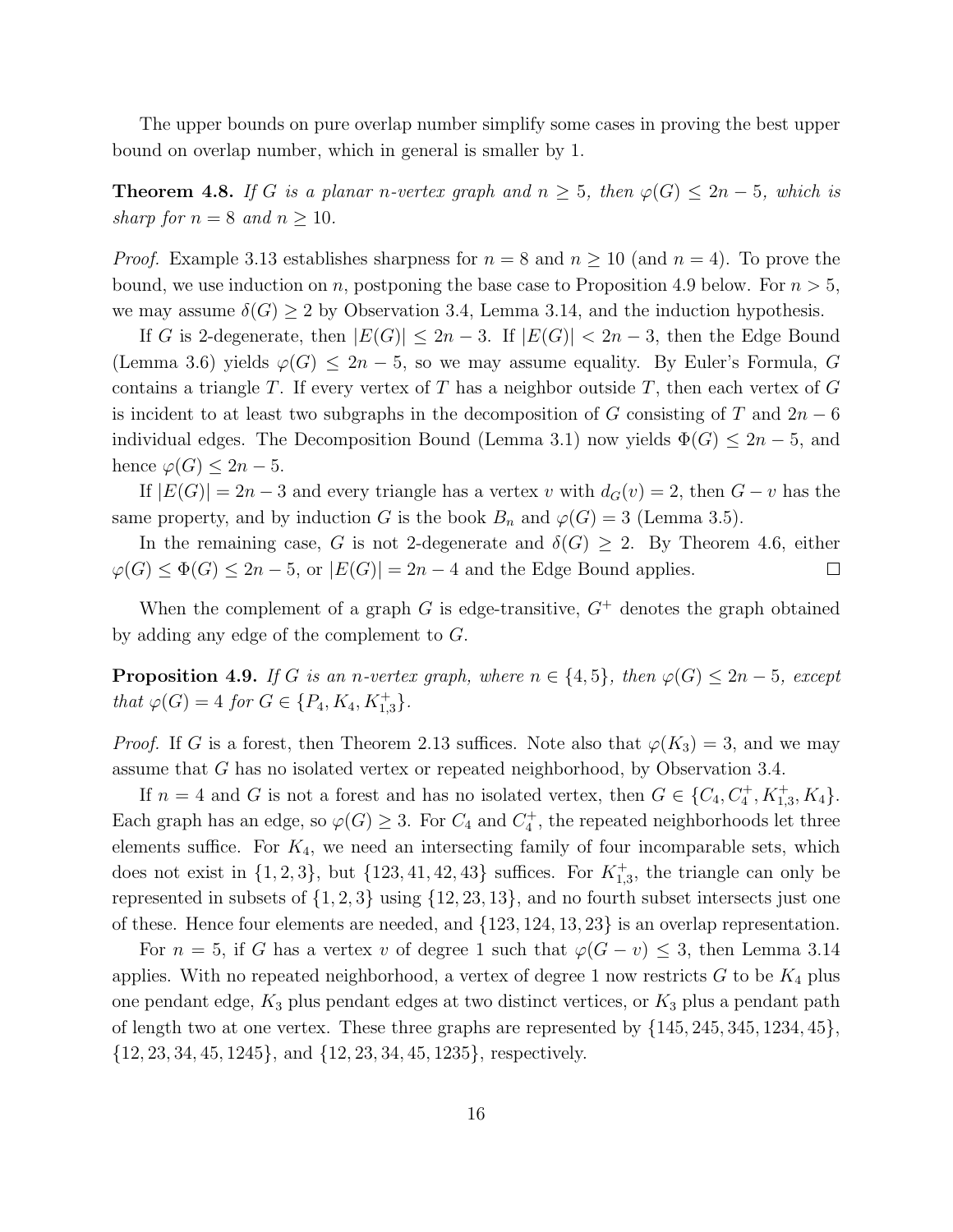The upper bounds on pure overlap number simplify some cases in proving the best upper bound on overlap number, which in general is smaller by 1.

**Theorem 4.8.** *If $G$ is a planar $n$-vertex graph and $n \ge 5$, then $\varphi(G) \le 2n - 5$, which is sharp for $n = 8$ and $n \ge 10$.*

*Proof.* Example 3.13 establishes sharpness for $n = 8$ and $n \ge 10$ (and $n = 4$). To prove the bound, we use induction on $n$, postponing the base case to Proposition 4.9 below. For $n > 5$, we may assume $\delta(G) \ge 2$ by Observation 3.4, Lemma 3.14, and the induction hypothesis.

If $G$ is 2-degenerate, then $|E(G)| \le 2n - 3$. If $|E(G)| < 2n - 3$, then the Edge Bound (Lemma 3.6) yields $\varphi(G) \le 2n - 5$, so we may assume equality. By Euler's Formula, $G$ contains a triangle $T$. If every vertex of $T$ has a neighbor outside $T$, then each vertex of $G$ is incident to at least two subgraphs in the decomposition of $G$ consisting of $T$ and $2n - 6$ individual edges. The Decomposition Bound (Lemma 3.1) now yields $\Phi(G) \le 2n - 5$, and hence $\varphi(G) \le 2n - 5$.

If $|E(G)| = 2n - 3$ and every triangle has a vertex $v$ with $d_G(v) = 2$, then $G - v$ has the same property, and by induction $G$ is the book $B_n$ and $\varphi(G) = 3$ (Lemma 3.5).

In the remaining case, $G$ is not 2-degenerate and $\delta(G) \ge 2$. By Theorem 4.6, either $\varphi(G) \le \Phi(G) \le 2n - 5$, or $|E(G)| = 2n - 4$ and the Edge Bound applies. $\square$

When the complement of a graph $G$ is edge-transitive, $G^+$ denotes the graph obtained by adding any edge of the complement to $G$.

**Proposition 4.9.** *If $G$ is an $n$-vertex graph, where $n \in \{4, 5\}$, then $\varphi(G) \le 2n - 5$, except that $\varphi(G) = 4$ for $G \in \{P_4, K_4, K_{1,3}^+\}$.*

*Proof.* If $G$ is a forest, then Theorem 2.13 suffices. Note also that $\varphi(K_3) = 3$, and we may assume that $G$ has no isolated vertex or repeated neighborhood, by Observation 3.4.

If $n = 4$ and $G$ is not a forest and has no isolated vertex, then $G \in \{C_4, C_4^+, K_{1,3}^+, K_4\}$. Each graph has an edge, so $\varphi(G) \ge 3$. For $C_4$ and $C_4^+$, the repeated neighborhoods let three elements suffice. For $K_4$, we need an intersecting family of four incomparable sets, which does not exist in $\{1, 2, 3\}$, but $\{123, 41, 42, 43\}$ suffices. For $K_{1,3}^+$, the triangle can only be represented in subsets of $\{1, 2, 3\}$ using $\{12, 23, 13\}$, and no fourth subset intersects just one of these. Hence four elements are needed, and $\{123, 124, 13, 23\}$ is an overlap representation.

For $n = 5$, if $G$ has a vertex $v$ of degree 1 such that $\varphi(G - v) \le 3$, then Lemma 3.14 applies. With no repeated neighborhood, a vertex of degree 1 now restricts $G$ to be $K_4$ plus one pendant edge, $K_3$ plus pendant edges at two distinct vertices, or $K_3$ plus a pendant path of length two at one vertex. These three graphs are represented by $\{145, 245, 345, 1234, 45\}$, $\{12, 23, 34, 45, 1245\}$, and $\{12, 23, 34, 45, 1235\}$, respectively.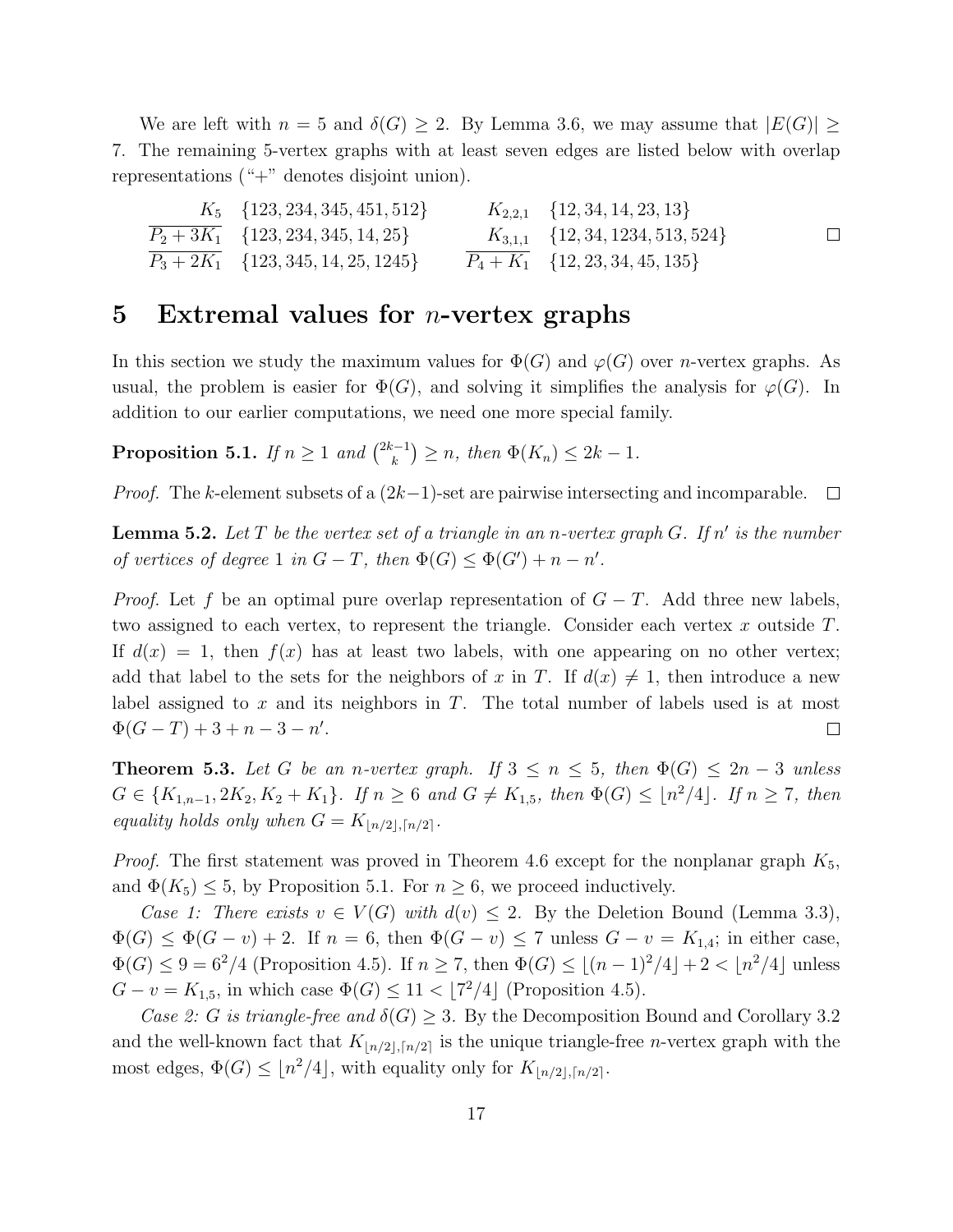We are left with $n = 5$ and $\delta(G) \geq 2$. By Lemma 3.6, we may assume that $|E(G)| \geq 7$. The remaining 5-vertex graphs with at least seven edges are listed below with overlap representations ("+" denotes disjoint union).

| | | | |
|---|---|---|---|
| $K_5$ | $\{123, 234, 345, 451, 512\}$ | $K_{2,2,1}$ | $\{12, 34, 14, 23, 13\}$ |
| $\overline{P_2 + 3K_1}$ | $\{123, 234, 345, 14, 25\}$ | $K_{3,1,1}$ | $\{12, 34, 1234, 513, 524\}$ |
| $\overline{P_3 + 2K_1}$ | $\{123, 345, 14, 25, 1245\}$ | $\overline{P_4 + K_1}$ | $\{12, 23, 34, 45, 135\}$ |

□

# 5 Extremal values for $n$-vertex graphs

In this section we study the maximum values for $\Phi(G)$ and $\varphi(G)$ over $n$-vertex graphs. As usual, the problem is easier for $\Phi(G)$, and solving it simplifies the analysis for $\varphi(G)$. In addition to our earlier computations, we need one more special family.

**Proposition 5.1.** *If $n \geq 1$ and $\binom{2k-1}{k} \geq n$, then $\Phi(K_n) \leq 2k - 1$.*

*Proof.* The $k$-element subsets of a $(2k-1)$-set are pairwise intersecting and incomparable. □

**Lemma 5.2.** *Let $T$ be the vertex set of a triangle in an $n$-vertex graph $G$. If $n'$ is the number of vertices of degree 1 in $G - T$, then $\Phi(G) \leq \Phi(G') + n - n'$.*

*Proof.* Let $f$ be an optimal pure overlap representation of $G - T$. Add three new labels, two assigned to each vertex, to represent the triangle. Consider each vertex $x$ outside $T$. If $d(x) = 1$, then $f(x)$ has at least two labels, with one appearing on no other vertex; add that label to the sets for the neighbors of $x$ in $T$. If $d(x) \neq 1$, then introduce a new label assigned to $x$ and its neighbors in $T$. The total number of labels used is at most $\Phi(G - T) + 3 + n - 3 - n'$. □

**Theorem 5.3.** *Let $G$ be an $n$-vertex graph. If $3 \leq n \leq 5$, then $\Phi(G) \leq 2n - 3$ unless $G \in \{K_{1,n-1}, 2K_2, K_2 + K_1\}$. If $n \geq 6$ and $G \neq K_{1,5}$, then $\Phi(G) \leq \lfloor n^2/4 \rfloor$. If $n \geq 7$, then equality holds only when $G = K_{\lfloor n/2 \rfloor, \lceil n/2 \rceil}$.*

*Proof.* The first statement was proved in Theorem 4.6 except for the nonplanar graph $K_5$, and $\Phi(K_5) \leq 5$, by Proposition 5.1. For $n \geq 6$, we proceed inductively.

*Case 1: There exists $v \in V(G)$ with $d(v) \leq 2$.* By the Deletion Bound (Lemma 3.3), $\Phi(G) \leq \Phi(G - v) + 2$. If $n = 6$, then $\Phi(G - v) \leq 7$ unless $G - v = K_{1,4}$; in either case, $\Phi(G) \leq 9 = 6^2/4$ (Proposition 4.5). If $n \geq 7$, then $\Phi(G) \leq \lfloor (n-1)^2/4 \rfloor + 2 < \lfloor n^2/4 \rfloor$ unless $G - v = K_{1,5}$, in which case $\Phi(G) \leq 11 < \lfloor 7^2/4 \rfloor$ (Proposition 4.5).

*Case 2: $G$ is triangle-free and $\delta(G) \geq 3$.* By the Decomposition Bound and Corollary 3.2 and the well-known fact that $K_{\lfloor n/2 \rfloor, \lceil n/2 \rceil}$ is the unique triangle-free $n$-vertex graph with the most edges, $\Phi(G) \leq \lfloor n^2/4 \rfloor$, with equality only for $K_{\lfloor n/2 \rfloor, \lceil n/2 \rceil}$.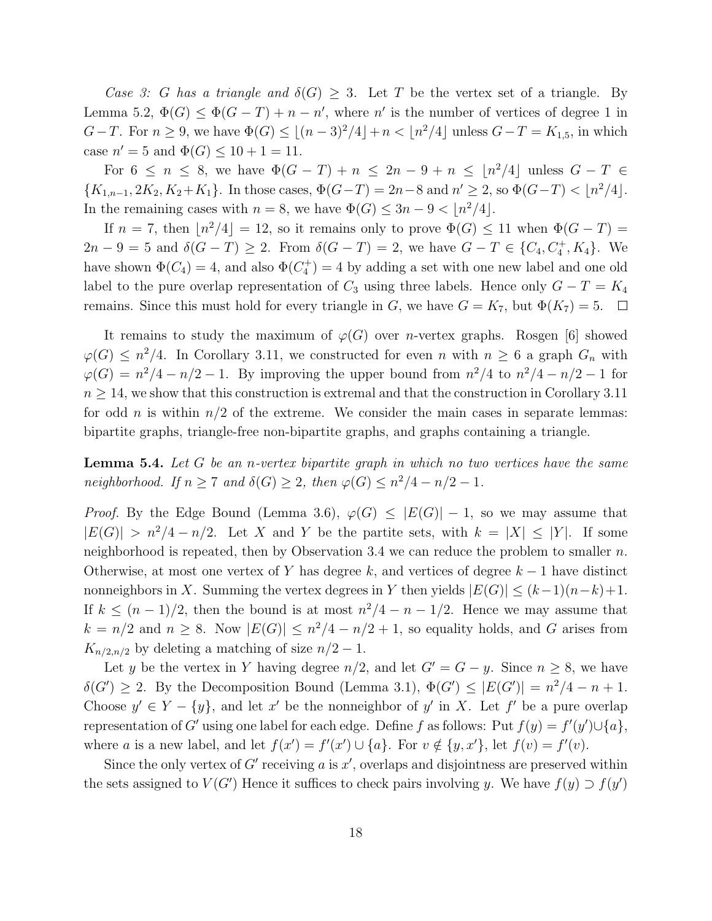*Case 3: $G$ has a triangle and $\delta(G) \ge 3$.* Let $T$ be the vertex set of a triangle. By Lemma 5.2, $\Phi(G) \le \Phi(G-T) + n - n'$, where $n'$ is the number of vertices of degree 1 in $G-T$. For $n \ge 9$, we have $\Phi(G) \le \lfloor (n-3)^2/4 \rfloor + n < \lfloor n^2/4 \rfloor$ unless $G - T = K_{1,5}$, in which case $n' = 5$ and $\Phi(G) \le 10 + 1 = 11$.

For $6 \le n \le 8$, we have $\Phi(G-T) + n \le 2n - 9 + n \le \lfloor n^2/4 \rfloor$ unless $G - T \in \{K_{1,n-1}, 2K_2, K_2 + K_1\}$. In those cases, $\Phi(G-T) = 2n-8$ and $n' \ge 2$, so $\Phi(G-T) < \lfloor n^2/4 \rfloor$. In the remaining cases with $n = 8$, we have $\Phi(G) \le 3n - 9 < \lfloor n^2/4 \rfloor$.

If $n = 7$, then $\lfloor n^2/4 \rfloor = 12$, so it remains only to prove $\Phi(G) \le 11$ when $\Phi(G-T) = 2n - 9 = 5$ and $\delta(G-T) \ge 2$. From $\delta(G-T) = 2$, we have $G - T \in \{C_4, C_4^+, K_4\}$. We have shown $\Phi(C_4) = 4$, and also $\Phi(C_4^+) = 4$ by adding a set with one new label and one old label to the pure overlap representation of $C_3$ using three labels. Hence only $G - T = K_4$ remains. Since this must hold for every triangle in $G$, we have $G = K_7$, but $\Phi(K_7) = 5$. $\square$

It remains to study the maximum of $\varphi(G)$ over $n$-vertex graphs. Rosgen [6] showed $\varphi(G) \le n^2/4$. In Corollary 3.11, we constructed for even $n$ with $n \ge 6$ a graph $G_n$ with $\varphi(G) = n^2/4 - n/2 - 1$. By improving the upper bound from $n^2/4$ to $n^2/4 - n/2 - 1$ for $n \ge 14$, we show that this construction is extremal and that the construction in Corollary 3.11 for odd $n$ is within $n/2$ of the extreme. We consider the main cases in separate lemmas: bipartite graphs, triangle-free non-bipartite graphs, and graphs containing a triangle.

**Lemma 5.4.** *Let $G$ be an $n$-vertex bipartite graph in which no two vertices have the same neighborhood. If $n \ge 7$ and $\delta(G) \ge 2$, then $\varphi(G) \le n^2/4 - n/2 - 1$.*

*Proof.* By the Edge Bound (Lemma 3.6), $\varphi(G) \le |E(G)| - 1$, so we may assume that $|E(G)| > n^2/4 - n/2$. Let $X$ and $Y$ be the partite sets, with $k = |X| \le |Y|$. If some neighborhood is repeated, then by Observation 3.4 we can reduce the problem to smaller $n$. Otherwise, at most one vertex of $Y$ has degree $k$, and vertices of degree $k-1$ have distinct nonneighbors in $X$. Summing the vertex degrees in $Y$ then yields $|E(G)| \le (k-1)(n-k)+1$. If $k \le (n-1)/2$, then the bound is at most $n^2/4 - n - 1/2$. Hence we may assume that $k = n/2$ and $n \ge 8$. Now $|E(G)| \le n^2/4 - n/2 + 1$, so equality holds, and $G$ arises from $K_{n/2,n/2}$ by deleting a matching of size $n/2 - 1$.

Let $y$ be the vertex in $Y$ having degree $n/2$, and let $G' = G - y$. Since $n \ge 8$, we have $\delta(G') \ge 2$. By the Decomposition Bound (Lemma 3.1), $\Phi(G') \le |E(G')| = n^2/4 - n + 1$. Choose $y' \in Y - \{y\}$, and let $x'$ be the nonneighbor of $y'$ in $X$. Let $f'$ be a pure overlap representation of $G'$ using one label for each edge. Define $f$ as follows: Put $f(y) = f'(y') \cup \{a\}$, where $a$ is a new label, and let $f(x') = f'(x') \cup \{a\}$. For $v \notin \{y, x'\}$, let $f(v) = f'(v)$.

Since the only vertex of $G'$ receiving $a$ is $x'$, overlaps and disjointness are preserved within the sets assigned to $V(G')$ Hence it suffices to check pairs involving $y$. We have $f(y) \supset f(y')$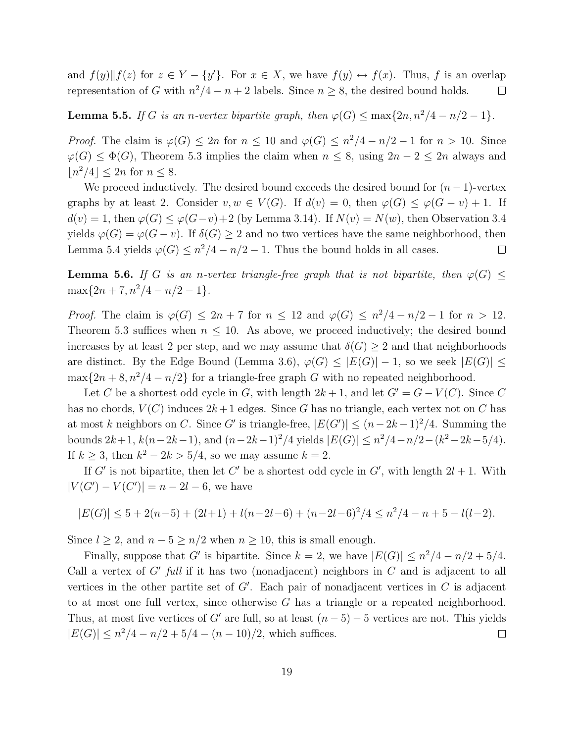and $f(y)\|f(z)$ for $z \in Y - \{y'\}$. For $x \in X$, we have $f(y) \leftrightarrow f(x)$. Thus, $f$ is an overlap representation of $G$ with $n^2/4 - n + 2$ labels. Since $n \geq 8$, the desired bound holds. $\square$

**Lemma 5.5.** *If $G$ is an $n$-vertex bipartite graph, then $\varphi(G) \leq \max\{2n, n^2/4 - n/2 - 1\}$.*

*Proof.* The claim is $\varphi(G) \leq 2n$ for $n \leq 10$ and $\varphi(G) \leq n^2/4 - n/2 - 1$ for $n > 10$. Since $\varphi(G) \leq \Phi(G)$, Theorem 5.3 implies the claim when $n \leq 8$, using $2n - 2 \leq 2n$ always and $\lfloor n^2/4 \rfloor \leq 2n$ for $n \leq 8$.

We proceed inductively. The desired bound exceeds the desired bound for $(n-1)$-vertex graphs by at least 2. Consider $v, w \in V(G)$. If $d(v) = 0$, then $\varphi(G) \leq \varphi(G - v) + 1$. If $d(v) = 1$, then $\varphi(G) \leq \varphi(G-v)+2$ (by Lemma 3.14). If $N(v) = N(w)$, then Observation 3.4 yields $\varphi(G) = \varphi(G - v)$. If $\delta(G) \geq 2$ and no two vertices have the same neighborhood, then Lemma 5.4 yields $\varphi(G) \leq n^2/4 - n/2 - 1$. Thus the bound holds in all cases. $\square$

**Lemma 5.6.** *If $G$ is an $n$-vertex triangle-free graph that is not bipartite, then $\varphi(G) \leq \max\{2n + 7, n^2/4 - n/2 - 1\}$.*

*Proof.* The claim is $\varphi(G) \leq 2n + 7$ for $n \leq 12$ and $\varphi(G) \leq n^2/4 - n/2 - 1$ for $n > 12$. Theorem 5.3 suffices when $n \leq 10$. As above, we proceed inductively; the desired bound increases by at least 2 per step, and we may assume that $\delta(G) \geq 2$ and that neighborhoods are distinct. By the Edge Bound (Lemma 3.6), $\varphi(G) \leq |E(G)| - 1$, so we seek $|E(G)| \leq \max\{2n + 8, n^2/4 - n/2\}$ for a triangle-free graph $G$ with no repeated neighborhood.

Let $C$ be a shortest odd cycle in $G$, with length $2k + 1$, and let $G' = G - V(C)$. Since $C$ has no chords, $V(C)$ induces $2k+1$ edges. Since $G$ has no triangle, each vertex not on $C$ has at most $k$ neighbors on $C$. Since $G'$ is triangle-free, $|E(G')| \leq (n - 2k - 1)^2/4$. Summing the bounds $2k+1$, $k(n-2k-1)$, and $(n-2k-1)^2/4$ yields $|E(G)| \leq n^2/4 - n/2 - (k^2 - 2k - 5/4)$. If $k \geq 3$, then $k^2 - 2k > 5/4$, so we may assume $k = 2$.

If $G'$ is not bipartite, then let $C'$ be a shortest odd cycle in $G'$, with length $2l + 1$. With $|V(G') - V(C')| = n - 2l - 6$, we have

$$|E(G)| \leq 5 + 2(n-5) + (2l+1) + l(n-2l-6) + (n-2l-6)^2/4 \leq n^2/4 - n + 5 - l(l-2).$$

Since $l \geq 2$, and $n - 5 \geq n/2$ when $n \geq 10$, this is small enough.

Finally, suppose that $G'$ is bipartite. Since $k = 2$, we have $|E(G)| \leq n^2/4 - n/2 + 5/4$. Call a vertex of $G'$ *full* if it has two (nonadjacent) neighbors in $C$ and is adjacent to all vertices in the other partite set of $G'$. Each pair of nonadjacent vertices in $C$ is adjacent to at most one full vertex, since otherwise $G$ has a triangle or a repeated neighborhood. Thus, at most five vertices of $G'$ are full, so at least $(n - 5) - 5$ vertices are not. This yields $|E(G)| \leq n^2/4 - n/2 + 5/4 - (n - 10)/2$, which suffices. $\square$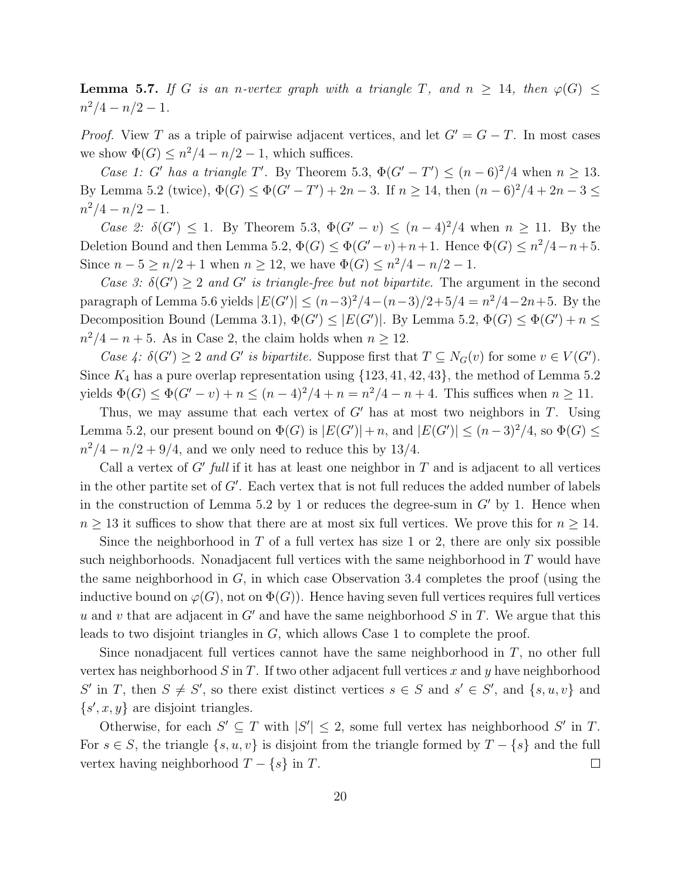**Lemma 5.7.** *If $G$ is an $n$-vertex graph with a triangle $T$, and $n \geq 14$, then $\varphi(G) \leq n^2/4 - n/2 - 1$.*

*Proof.* View $T$ as a triple of pairwise adjacent vertices, and let $G' = G - T$. In most cases we show $\Phi(G) \leq n^2/4 - n/2 - 1$, which suffices.

*Case 1: $G'$ has a triangle $T'$.* By Theorem 5.3, $\Phi(G' - T') \leq (n-6)^2/4$ when $n \geq 13$. By Lemma 5.2 (twice), $\Phi(G) \leq \Phi(G' - T') + 2n - 3$. If $n \geq 14$, then $(n-6)^2/4 + 2n - 3 \leq n^2/4 - n/2 - 1$.

*Case 2: $\delta(G') \leq 1$.* By Theorem 5.3, $\Phi(G' - v) \leq (n-4)^2/4$ when $n \geq 11$. By the Deletion Bound and then Lemma 5.2, $\Phi(G) \leq \Phi(G' - v) + n + 1$. Hence $\Phi(G) \leq n^2/4 - n + 5$. Since $n - 5 \geq n/2 + 1$ when $n \geq 12$, we have $\Phi(G) \leq n^2/4 - n/2 - 1$.

*Case 3: $\delta(G') \geq 2$ and $G'$ is triangle-free but not bipartite.* The argument in the second paragraph of Lemma 5.6 yields $|E(G')| \leq (n-3)^2/4 - (n-3)/2 + 5/4 = n^2/4 - 2n + 5$. By the Decomposition Bound (Lemma 3.1), $\Phi(G') \leq |E(G')|$. By Lemma 5.2, $\Phi(G) \leq \Phi(G') + n \leq n^2/4 - n + 5$. As in Case 2, the claim holds when $n \geq 12$.

*Case 4: $\delta(G') \geq 2$ and $G'$ is bipartite.* Suppose first that $T \subseteq N_G(v)$ for some $v \in V(G')$. Since $K_4$ has a pure overlap representation using $\{123, 41, 42, 43\}$, the method of Lemma 5.2 yields $\Phi(G) \leq \Phi(G' - v) + n \leq (n-4)^2/4 + n = n^2/4 - n + 4$. This suffices when $n \geq 11$.

Thus, we may assume that each vertex of $G'$ has at most two neighbors in $T$. Using Lemma 5.2, our present bound on $\Phi(G)$ is $|E(G')| + n$, and $|E(G')| \leq (n-3)^2/4$, so $\Phi(G) \leq n^2/4 - n/2 + 9/4$, and we only need to reduce this by $13/4$.

Call a vertex of $G'$ *full* if it has at least one neighbor in $T$ and is adjacent to all vertices in the other partite set of $G'$. Each vertex that is not full reduces the added number of labels in the construction of Lemma 5.2 by 1 or reduces the degree-sum in $G'$ by 1. Hence when $n \geq 13$ it suffices to show that there are at most six full vertices. We prove this for $n \geq 14$.

Since the neighborhood in $T$ of a full vertex has size 1 or 2, there are only six possible such neighborhoods. Nonadjacent full vertices with the same neighborhood in $T$ would have the same neighborhood in $G$, in which case Observation 3.4 completes the proof (using the inductive bound on $\varphi(G)$, not on $\Phi(G)$). Hence having seven full vertices requires full vertices $u$ and $v$ that are adjacent in $G'$ and have the same neighborhood $S$ in $T$. We argue that this leads to two disjoint triangles in $G$, which allows Case 1 to complete the proof.

Since nonadjacent full vertices cannot have the same neighborhood in $T$, no other full vertex has neighborhood $S$ in $T$. If two other adjacent full vertices $x$ and $y$ have neighborhood $S'$ in $T$, then $S \neq S'$, so there exist distinct vertices $s \in S$ and $s' \in S'$, and $\{s, u, v\}$ and $\{s', x, y\}$ are disjoint triangles.

Otherwise, for each $S' \subseteq T$ with $|S'| \leq 2$, some full vertex has neighborhood $S'$ in $T$. For $s \in S$, the triangle $\{s, u, v\}$ is disjoint from the triangle formed by $T - \{s\}$ and the full vertex having neighborhood $T - \{s\}$ in $T$. $\square$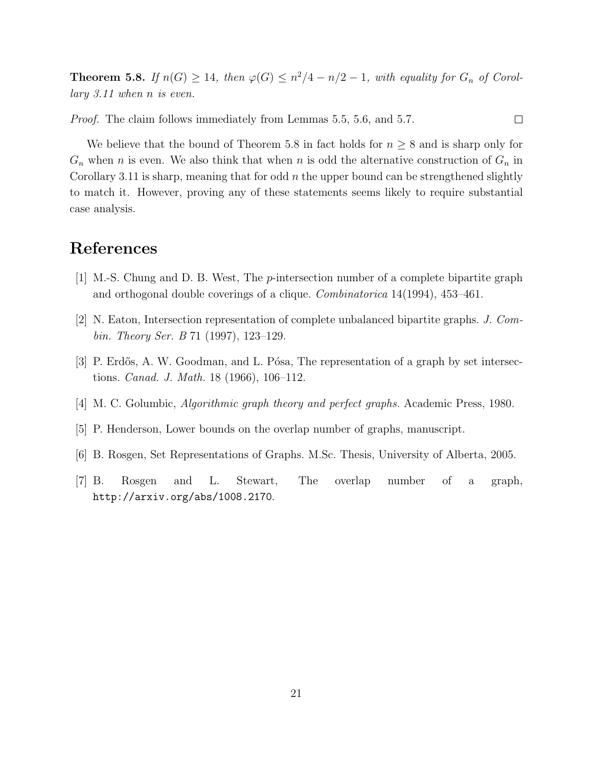**Theorem 5.8.** *If $n(G) \geq 14$, then $\varphi(G) \leq n^2/4 - n/2 - 1$, with equality for $G_n$ of Corollary 3.11 when $n$ is even.*

*Proof.* The claim follows immediately from Lemmas 5.5, 5.6, and 5.7. □

We believe that the bound of Theorem 5.8 in fact holds for $n \geq 8$ and is sharp only for $G_n$ when $n$ is even. We also think that when $n$ is odd the alternative construction of $G_n$ in Corollary 3.11 is sharp, meaning that for odd $n$ the upper bound can be strengthened slightly to match it. However, proving any of these statements seems likely to require substantial case analysis.

# References

[1] M.-S. Chung and D. B. West, The $p$-intersection number of a complete bipartite graph and orthogonal double coverings of a clique. *Combinatorica* 14(1994), 453–461.

[2] N. Eaton, Intersection representation of complete unbalanced bipartite graphs. *J. Combin. Theory Ser. B* 71 (1997), 123–129.

[3] P. Erdős, A. W. Goodman, and L. Pósa, The representation of a graph by set intersections. *Canad. J. Math.* 18 (1966), 106–112.

[4] M. C. Golumbic, *Algorithmic graph theory and perfect graphs.* Academic Press, 1980.

[5] P. Henderson, Lower bounds on the overlap number of graphs, manuscript.

[6] B. Rosgen, Set Representations of Graphs. M.Sc. Thesis, University of Alberta, 2005.

[7] B. Rosgen and L. Stewart, The overlap number of a graph, `http://arxiv.org/abs/1008.2170`.